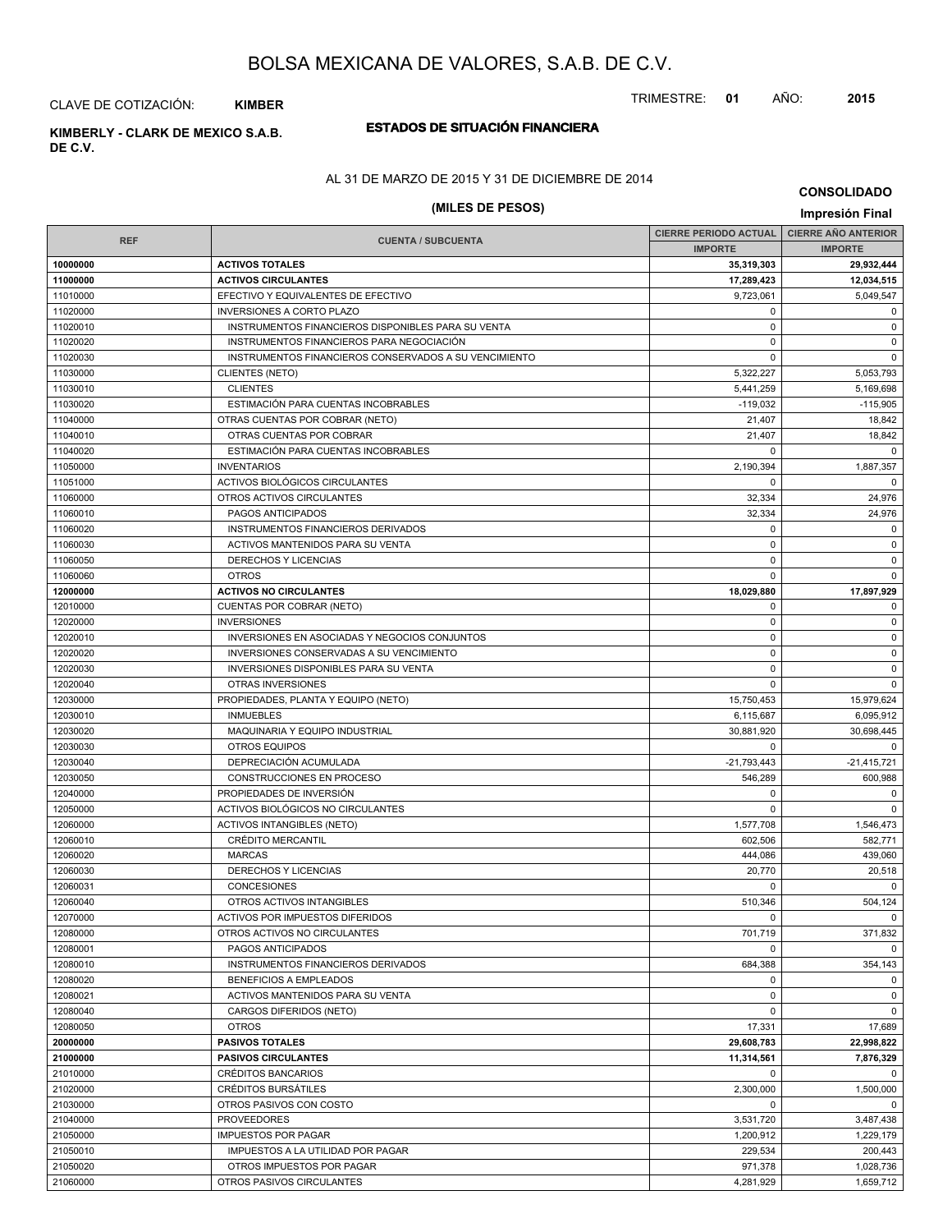# BOLSA MEXICANA DE VALORES, S.A.B. DE C.V.

CLAVE DE COTIZACIÓN: **KIMBER**

TRIMESTRE: **01** AÑO: **2015**

**KIMBERLY - CLARK DE MEXICO S.A.B. DE C.V.**

## ESTADOS DE SITUACIÓN FINANCIERA

AL 31 DE MARZO DE 2015 Y 31 DE DICIEMBRE DE 2014

**CONSOLIDADO**

**(MILES DE PESOS)**

**Impresión Final**

| REF | CUENTA / SUBCUENTA | CIERRE PERIODO ACTUAL | CIERRE AÑO ANTERIOR |
|---|---|---|---|
| | | IMPORTE | IMPORTE |
| **10000000** | **ACTIVOS TOTALES** | **35,319,303** | **29,932,444** |
| **11000000** | **ACTIVOS CIRCULANTES** | **17,289,423** | **12,034,515** |
| 11010000 | EFECTIVO Y EQUIVALENTES DE EFECTIVO | 9,723,061 | 5,049,547 |
| 11020000 | INVERSIONES A CORTO PLAZO | 0 | 0 |
| 11020010 | INSTRUMENTOS FINANCIEROS DISPONIBLES PARA SU VENTA | 0 | 0 |
| 11020020 | INSTRUMENTOS FINANCIEROS PARA NEGOCIACIÓN | 0 | 0 |
| 11020030 | INSTRUMENTOS FINANCIEROS CONSERVADOS A SU VENCIMIENTO | 0 | 0 |
| 11030000 | CLIENTES (NETO) | 5,322,227 | 5,053,793 |
| 11030010 | CLIENTES | 5,441,259 | 5,169,698 |
| 11030020 | ESTIMACIÓN PARA CUENTAS INCOBRABLES | -119,032 | -115,905 |
| 11040000 | OTRAS CUENTAS POR COBRAR (NETO) | 21,407 | 18,842 |
| 11040010 | OTRAS CUENTAS POR COBRAR | 21,407 | 18,842 |
| 11040020 | ESTIMACIÓN PARA CUENTAS INCOBRABLES | 0 | 0 |
| 11050000 | INVENTARIOS | 2,190,394 | 1,887,357 |
| 11051000 | ACTIVOS BIOLÓGICOS CIRCULANTES | 0 | 0 |
| 11060000 | OTROS ACTIVOS CIRCULANTES | 32,334 | 24,976 |
| 11060010 | PAGOS ANTICIPADOS | 32,334 | 24,976 |
| 11060020 | INSTRUMENTOS FINANCIEROS DERIVADOS | 0 | 0 |
| 11060030 | ACTIVOS MANTENIDOS PARA SU VENTA | 0 | 0 |
| 11060050 | DERECHOS Y LICENCIAS | 0 | 0 |
| 11060060 | OTROS | 0 | 0 |
| **12000000** | **ACTIVOS NO CIRCULANTES** | **18,029,880** | **17,897,929** |
| 12010000 | CUENTAS POR COBRAR (NETO) | 0 | 0 |
| 12020000 | INVERSIONES | 0 | 0 |
| 12020010 | INVERSIONES EN ASOCIADAS Y NEGOCIOS CONJUNTOS | 0 | 0 |
| 12020020 | INVERSIONES CONSERVADAS A SU VENCIMIENTO | 0 | 0 |
| 12020030 | INVERSIONES DISPONIBLES PARA SU VENTA | 0 | 0 |
| 12020040 | OTRAS INVERSIONES | 0 | 0 |
| 12030000 | PROPIEDADES, PLANTA Y EQUIPO (NETO) | 15,750,453 | 15,979,624 |
| 12030010 | INMUEBLES | 6,115,687 | 6,095,912 |
| 12030020 | MAQUINARIA Y EQUIPO INDUSTRIAL | 30,881,920 | 30,698,445 |
| 12030030 | OTROS EQUIPOS | 0 | 0 |
| 12030040 | DEPRECIACIÓN ACUMULADA | -21,793,443 | -21,415,721 |
| 12030050 | CONSTRUCCIONES EN PROCESO | 546,289 | 600,988 |
| 12040000 | PROPIEDADES DE INVERSIÓN | 0 | 0 |
| 12050000 | ACTIVOS BIOLÓGICOS NO CIRCULANTES | 0 | 0 |
| 12060000 | ACTIVOS INTANGIBLES (NETO) | 1,577,708 | 1,546,473 |
| 12060010 | CRÉDITO MERCANTIL | 602,506 | 582,771 |
| 12060020 | MARCAS | 444,086 | 439,060 |
| 12060030 | DERECHOS Y LICENCIAS | 20,770 | 20,518 |
| 12060031 | CONCESIONES | 0 | 0 |
| 12060040 | OTROS ACTIVOS INTANGIBLES | 510,346 | 504,124 |
| 12070000 | ACTIVOS POR IMPUESTOS DIFERIDOS | 0 | 0 |
| 12080000 | OTROS ACTIVOS NO CIRCULANTES | 701,719 | 371,832 |
| 12080001 | PAGOS ANTICIPADOS | 0 | 0 |
| 12080010 | INSTRUMENTOS FINANCIEROS DERIVADOS | 684,388 | 354,143 |
| 12080020 | BENEFICIOS A EMPLEADOS | 0 | 0 |
| 12080021 | ACTIVOS MANTENIDOS PARA SU VENTA | 0 | 0 |
| 12080040 | CARGOS DIFERIDOS (NETO) | 0 | 0 |
| 12080050 | OTROS | 17,331 | 17,689 |
| **20000000** | **PASIVOS TOTALES** | **29,608,783** | **22,998,822** |
| **21000000** | **PASIVOS CIRCULANTES** | **11,314,561** | **7,876,329** |
| 21010000 | CRÉDITOS BANCARIOS | 0 | 0 |
| 21020000 | CRÉDITOS BURSÁTILES | 2,300,000 | 1,500,000 |
| 21030000 | OTROS PASIVOS CON COSTO | 0 | 0 |
| 21040000 | PROVEEDORES | 3,531,720 | 3,487,438 |
| 21050000 | IMPUESTOS POR PAGAR | 1,200,912 | 1,229,179 |
| 21050010 | IMPUESTOS A LA UTILIDAD POR PAGAR | 229,534 | 200,443 |
| 21050020 | OTROS IMPUESTOS POR PAGAR | 971,378 | 1,028,736 |
| 21060000 | OTROS PASIVOS CIRCULANTES | 4,281,929 | 1,659,712 |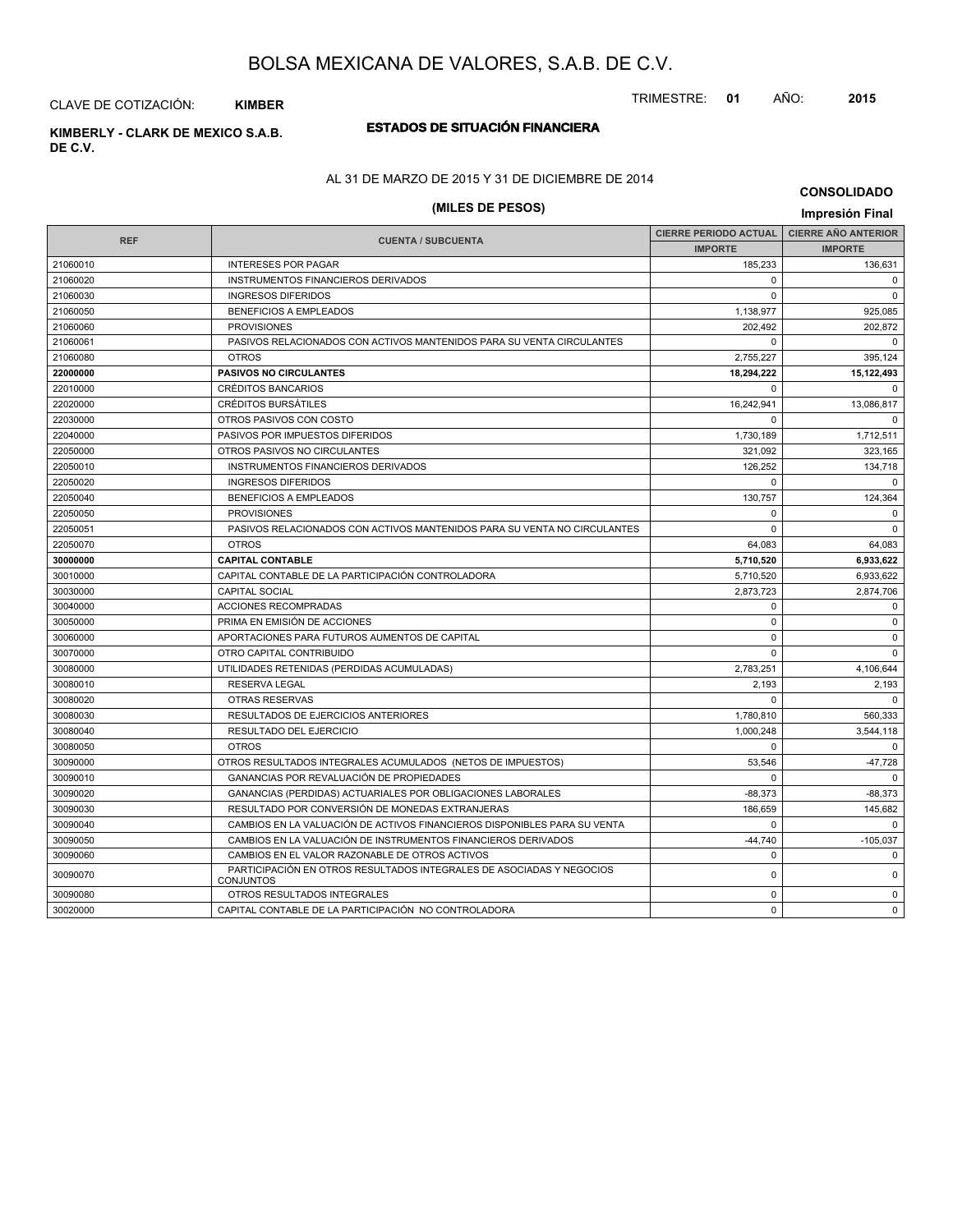# BOLSA MEXICANA DE VALORES, S.A.B. DE C.V.

CLAVE DE COTIZACIÓN: **KIMBER**

TRIMESTRE: **01** AÑO: **2015**

**KIMBERLY - CLARK DE MEXICO S.A.B. DE C.V.**

## ESTADOS DE SITUACIÓN FINANCIERA

AL 31 DE MARZO DE 2015 Y 31 DE DICIEMBRE DE 2014

**(MILES DE PESOS)**

**CONSOLIDADO**

**Impresión Final**

| REF | CUENTA / SUBCUENTA | CIERRE PERIODO ACTUAL IMPORTE | CIERRE AÑO ANTERIOR IMPORTE |
|---|---|---|---|
| 21060010 | INTERESES POR PAGAR | 185,233 | 136,631 |
| 21060020 | INSTRUMENTOS FINANCIEROS DERIVADOS | 0 | 0 |
| 21060030 | INGRESOS DIFERIDOS | 0 | 0 |
| 21060050 | BENEFICIOS A EMPLEADOS | 1,138,977 | 925,085 |
| 21060060 | PROVISIONES | 202,492 | 202,872 |
| 21060061 | PASIVOS RELACIONADOS CON ACTIVOS MANTENIDOS PARA SU VENTA CIRCULANTES | 0 | 0 |
| 21060080 | OTROS | 2,755,227 | 395,124 |
| **22000000** | **PASIVOS NO CIRCULANTES** | **18,294,222** | **15,122,493** |
| 22010000 | CRÉDITOS BANCARIOS | 0 | 0 |
| 22020000 | CRÉDITOS BURSÁTILES | 16,242,941 | 13,086,817 |
| 22030000 | OTROS PASIVOS CON COSTO | 0 | 0 |
| 22040000 | PASIVOS POR IMPUESTOS DIFERIDOS | 1,730,189 | 1,712,511 |
| 22050000 | OTROS PASIVOS NO CIRCULANTES | 321,092 | 323,165 |
| 22050010 | INSTRUMENTOS FINANCIEROS DERIVADOS | 126,252 | 134,718 |
| 22050020 | INGRESOS DIFERIDOS | 0 | 0 |
| 22050040 | BENEFICIOS A EMPLEADOS | 130,757 | 124,364 |
| 22050050 | PROVISIONES | 0 | 0 |
| 22050051 | PASIVOS RELACIONADOS CON ACTIVOS MANTENIDOS PARA SU VENTA NO CIRCULANTES | 0 | 0 |
| 22050070 | OTROS | 64,083 | 64,083 |
| **30000000** | **CAPITAL CONTABLE** | **5,710,520** | **6,933,622** |
| 30010000 | CAPITAL CONTABLE DE LA PARTICIPACIÓN CONTROLADORA | 5,710,520 | 6,933,622 |
| 30030000 | CAPITAL SOCIAL | 2,873,723 | 2,874,706 |
| 30040000 | ACCIONES RECOMPRADAS | 0 | 0 |
| 30050000 | PRIMA EN EMISIÓN DE ACCIONES | 0 | 0 |
| 30060000 | APORTACIONES PARA FUTUROS AUMENTOS DE CAPITAL | 0 | 0 |
| 30070000 | OTRO CAPITAL CONTRIBUIDO | 0 | 0 |
| 30080000 | UTILIDADES RETENIDAS (PERDIDAS ACUMULADAS) | 2,783,251 | 4,106,644 |
| 30080010 | RESERVA LEGAL | 2,193 | 2,193 |
| 30080020 | OTRAS RESERVAS | 0 | 0 |
| 30080030 | RESULTADOS DE EJERCICIOS ANTERIORES | 1,780,810 | 560,333 |
| 30080040 | RESULTADO DEL EJERCICIO | 1,000,248 | 3,544,118 |
| 30080050 | OTROS | 0 | 0 |
| 30090000 | OTROS RESULTADOS INTEGRALES ACUMULADOS (NETOS DE IMPUESTOS) | 53,546 | -47,728 |
| 30090010 | GANANCIAS POR REVALUACIÓN DE PROPIEDADES | 0 | 0 |
| 30090020 | GANANCIAS (PERDIDAS) ACTUARIALES POR OBLIGACIONES LABORALES | -88,373 | -88,373 |
| 30090030 | RESULTADO POR CONVERSIÓN DE MONEDAS EXTRANJERAS | 186,659 | 145,682 |
| 30090040 | CAMBIOS EN LA VALUACIÓN DE ACTIVOS FINANCIEROS DISPONIBLES PARA SU VENTA | 0 | 0 |
| 30090050 | CAMBIOS EN LA VALUACIÓN DE INSTRUMENTOS FINANCIEROS DERIVADOS | -44,740 | -105,037 |
| 30090060 | CAMBIOS EN EL VALOR RAZONABLE DE OTROS ACTIVOS | 0 | 0 |
| 30090070 | PARTICIPACIÓN EN OTROS RESULTADOS INTEGRALES DE ASOCIADAS Y NEGOCIOS CONJUNTOS | 0 | 0 |
| 30090080 | OTROS RESULTADOS INTEGRALES | 0 | 0 |
| 30020000 | CAPITAL CONTABLE DE LA PARTICIPACIÓN NO CONTROLADORA | 0 | 0 |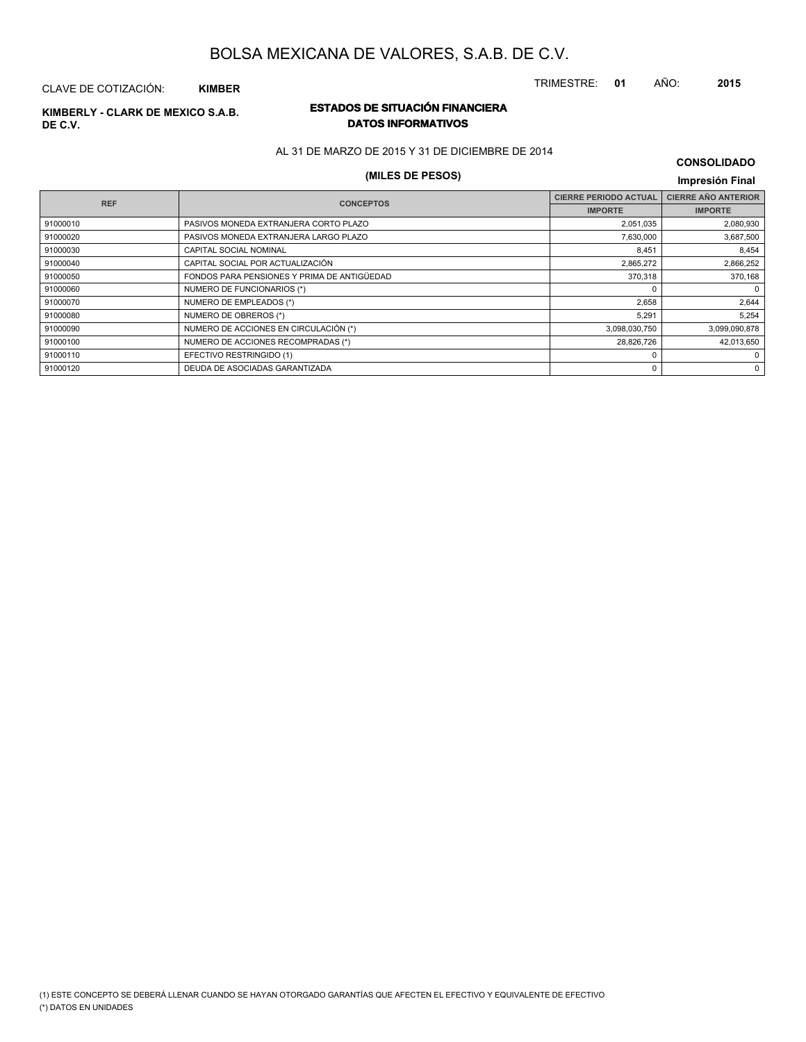# BOLSA MEXICANA DE VALORES, S.A.B. DE C.V.

CLAVE DE COTIZACIÓN: **KIMBER**

TRIMESTRE: **01** AÑO: **2015**

**KIMBERLY - CLARK DE MEXICO S.A.B. DE C.V.**

## ESTADOS DE SITUACIÓN FINANCIERA
## DATOS INFORMATIVOS

AL 31 DE MARZO DE 2015 Y 31 DE DICIEMBRE DE 2014

**CONSOLIDADO**

**(MILES DE PESOS)**

**Impresión Final**

| REF | CONCEPTOS | CIERRE PERIODO ACTUAL | CIERRE AÑO ANTERIOR |
|---|---|---|---|
| | | IMPORTE | IMPORTE |
| 91000010 | PASIVOS MONEDA EXTRANJERA CORTO PLAZO | 2,051,035 | 2,080,930 |
| 91000020 | PASIVOS MONEDA EXTRANJERA LARGO PLAZO | 7,630,000 | 3,687,500 |
| 91000030 | CAPITAL SOCIAL NOMINAL | 8,451 | 8,454 |
| 91000040 | CAPITAL SOCIAL POR ACTUALIZACIÓN | 2,865,272 | 2,866,252 |
| 91000050 | FONDOS PARA PENSIONES Y PRIMA DE ANTIGÜEDAD | 370,318 | 370,168 |
| 91000060 | NUMERO DE FUNCIONARIOS (*) | 0 | 0 |
| 91000070 | NUMERO DE EMPLEADOS (*) | 2,658 | 2,644 |
| 91000080 | NUMERO DE OBREROS (*) | 5,291 | 5,254 |
| 91000090 | NUMERO DE ACCIONES EN CIRCULACIÓN (*) | 3,098,030,750 | 3,099,090,878 |
| 91000100 | NUMERO DE ACCIONES RECOMPRADAS (*) | 28,826,726 | 42,013,650 |
| 91000110 | EFECTIVO RESTRINGIDO (1) | 0 | 0 |
| 91000120 | DEUDA DE ASOCIADAS GARANTIZADA | 0 | 0 |

(1) ESTE CONCEPTO SE DEBERÁ LLENAR CUANDO SE HAYAN OTORGADO GARANTÍAS QUE AFECTEN EL EFECTIVO Y EQUIVALENTE DE EFECTIVO

(*) DATOS EN UNIDADES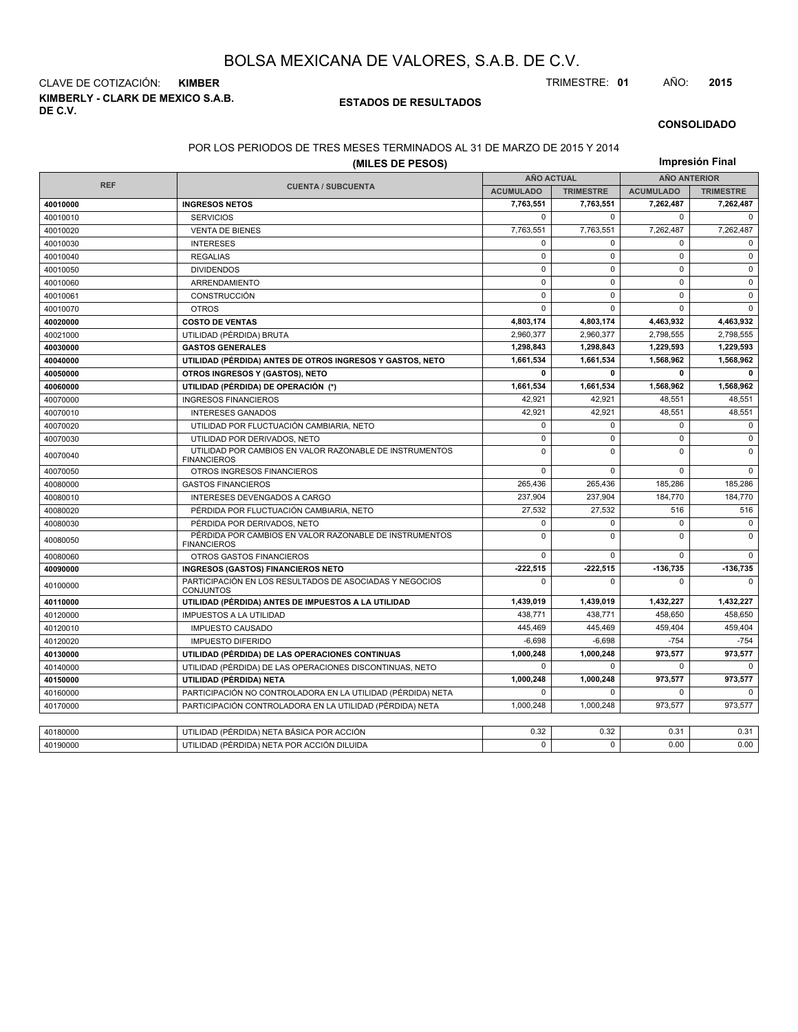# BOLSA MEXICANA DE VALORES, S.A.B. DE C.V.

CLAVE DE COTIZACIÓN: **KIMBER** TRIMESTRE: **01** AÑO: **2015**

**KIMBERLY - CLARK DE MEXICO S.A.B. DE C.V.**

**ESTADOS DE RESULTADOS**

**CONSOLIDADO**

POR LOS PERIODOS DE TRES MESES TERMINADOS AL 31 DE MARZO DE 2015 Y 2014

**(MILES DE PESOS)**

**Impresión Final**

| REF | CUENTA / SUBCUENTA | AÑO ACTUAL | | AÑO ANTERIOR | |
|---|---|---|---|---|---|
| | | ACUMULADO | TRIMESTRE | ACUMULADO | TRIMESTRE |
| **40010000** | **INGRESOS NETOS** | **7,763,551** | **7,763,551** | **7,262,487** | **7,262,487** |
| 40010010 | SERVICIOS | 0 | 0 | 0 | 0 |
| 40010020 | VENTA DE BIENES | 7,763,551 | 7,763,551 | 7,262,487 | 7,262,487 |
| 40010030 | INTERESES | 0 | 0 | 0 | 0 |
| 40010040 | REGALIAS | 0 | 0 | 0 | 0 |
| 40010050 | DIVIDENDOS | 0 | 0 | 0 | 0 |
| 40010060 | ARRENDAMIENTO | 0 | 0 | 0 | 0 |
| 40010061 | CONSTRUCCIÓN | 0 | 0 | 0 | 0 |
| 40010070 | OTROS | 0 | 0 | 0 | 0 |
| **40020000** | **COSTO DE VENTAS** | **4,803,174** | **4,803,174** | **4,463,932** | **4,463,932** |
| 40021000 | UTILIDAD (PÉRDIDA) BRUTA | 2,960,377 | 2,960,377 | 2,798,555 | 2,798,555 |
| **40030000** | **GASTOS GENERALES** | **1,298,843** | **1,298,843** | **1,229,593** | **1,229,593** |
| **40040000** | **UTILIDAD (PÉRDIDA) ANTES DE OTROS INGRESOS Y GASTOS, NETO** | **1,661,534** | **1,661,534** | **1,568,962** | **1,568,962** |
| **40050000** | **OTROS INGRESOS Y (GASTOS), NETO** | **0** | **0** | **0** | **0** |
| **40060000** | **UTILIDAD (PÉRDIDA) DE OPERACIÓN (*)** | **1,661,534** | **1,661,534** | **1,568,962** | **1,568,962** |
| 40070000 | INGRESOS FINANCIEROS | 42,921 | 42,921 | 48,551 | 48,551 |
| 40070010 | INTERESES GANADOS | 42,921 | 42,921 | 48,551 | 48,551 |
| 40070020 | UTILIDAD POR FLUCTUACIÓN CAMBIARIA, NETO | 0 | 0 | 0 | 0 |
| 40070030 | UTILIDAD POR DERIVADOS, NETO | 0 | 0 | 0 | 0 |
| 40070040 | UTILIDAD POR CAMBIOS EN VALOR RAZONABLE DE INSTRUMENTOS FINANCIEROS | 0 | 0 | 0 | 0 |
| 40070050 | OTROS INGRESOS FINANCIEROS | 0 | 0 | 0 | 0 |
| 40080000 | GASTOS FINANCIEROS | 265,436 | 265,436 | 185,286 | 185,286 |
| 40080010 | INTERESES DEVENGADOS A CARGO | 237,904 | 237,904 | 184,770 | 184,770 |
| 40080020 | PÉRDIDA POR FLUCTUACIÓN CAMBIARIA, NETO | 27,532 | 27,532 | 516 | 516 |
| 40080030 | PÉRDIDA POR DERIVADOS, NETO | 0 | 0 | 0 | 0 |
| 40080050 | PÉRDIDA POR CAMBIOS EN VALOR RAZONABLE DE INSTRUMENTOS FINANCIEROS | 0 | 0 | 0 | 0 |
| 40080060 | OTROS GASTOS FINANCIEROS | 0 | 0 | 0 | 0 |
| **40090000** | **INGRESOS (GASTOS) FINANCIEROS NETO** | **-222,515** | **-222,515** | **-136,735** | **-136,735** |
| 40100000 | PARTICIPACIÓN EN LOS RESULTADOS DE ASOCIADAS Y NEGOCIOS CONJUNTOS | 0 | 0 | 0 | 0 |
| **40110000** | **UTILIDAD (PÉRDIDA) ANTES DE IMPUESTOS A LA UTILIDAD** | **1,439,019** | **1,439,019** | **1,432,227** | **1,432,227** |
| 40120000 | IMPUESTOS A LA UTILIDAD | 438,771 | 438,771 | 458,650 | 458,650 |
| 40120010 | IMPUESTO CAUSADO | 445,469 | 445,469 | 459,404 | 459,404 |
| 40120020 | IMPUESTO DIFERIDO | -6,698 | -6,698 | -754 | -754 |
| **40130000** | **UTILIDAD (PÉRDIDA) DE LAS OPERACIONES CONTINUAS** | **1,000,248** | **1,000,248** | **973,577** | **973,577** |
| 40140000 | UTILIDAD (PÉRDIDA) DE LAS OPERACIONES DISCONTINUAS, NETO | 0 | 0 | 0 | 0 |
| **40150000** | **UTILIDAD (PÉRDIDA) NETA** | **1,000,248** | **1,000,248** | **973,577** | **973,577** |
| 40160000 | PARTICIPACIÓN NO CONTROLADORA EN LA UTILIDAD (PÉRDIDA) NETA | 0 | 0 | 0 | 0 |
| 40170000 | PARTICIPACIÓN CONTROLADORA EN LA UTILIDAD (PÉRDIDA) NETA | 1,000,248 | 1,000,248 | 973,577 | 973,577 |

| REF | CUENTA / SUBCUENTA | ACUMULADO | TRIMESTRE | ACUMULADO | TRIMESTRE |
|---|---|---|---|---|---|
| 40180000 | UTILIDAD (PÉRDIDA) NETA BÁSICA POR ACCIÓN | 0.32 | 0.32 | 0.31 | 0.31 |
| 40190000 | UTILIDAD (PÉRDIDA) NETA POR ACCIÓN DILUIDA | 0 | 0 | 0.00 | 0.00 |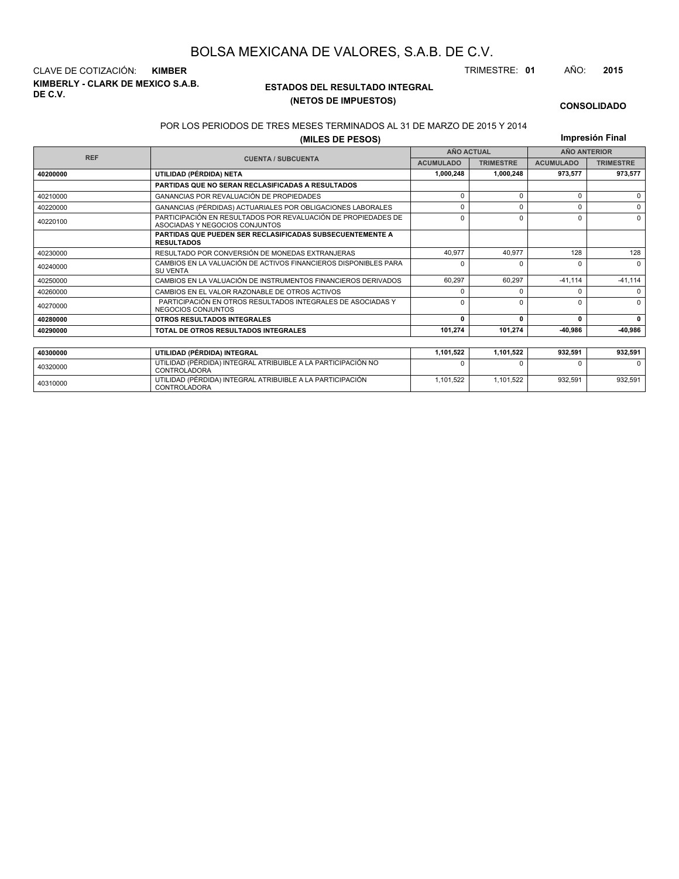# BOLSA MEXICANA DE VALORES, S.A.B. DE C.V.

CLAVE DE COTIZACIÓN: **KIMBER**

TRIMESTRE: **01** AÑO: **2015**

**KIMBERLY - CLARK DE MEXICO S.A.B. DE C.V.**

## ESTADOS DEL RESULTADO INTEGRAL
## (NETOS DE IMPUESTOS)

**CONSOLIDADO**

POR LOS PERIODOS DE TRES MESES TERMINADOS AL 31 DE MARZO DE 2015 Y 2014

**(MILES DE PESOS)**

**Impresión Final**

| REF | CUENTA / SUBCUENTA | AÑO ACTUAL | | AÑO ANTERIOR | |
|---|---|---|---|---|---|
| | | ACUMULADO | TRIMESTRE | ACUMULADO | TRIMESTRE |
| **40200000** | **UTILIDAD (PÉRDIDA) NETA** | **1,000,248** | **1,000,248** | **973,577** | **973,577** |
| | **PARTIDAS QUE NO SERAN RECLASIFICADAS A RESULTADOS** | | | | |
| 40210000 | GANANCIAS POR REVALUACIÓN DE PROPIEDADES | 0 | 0 | 0 | 0 |
| 40220000 | GANANCIAS (PÉRDIDAS) ACTUARIALES POR OBLIGACIONES LABORALES | 0 | 0 | 0 | 0 |
| 40220100 | PARTICIPACIÓN EN RESULTADOS POR REVALUACIÓN DE PROPIEDADES DE ASOCIADAS Y NEGOCIOS CONJUNTOS | 0 | 0 | 0 | 0 |
| | **PARTIDAS QUE PUEDEN SER RECLASIFICADAS SUBSECUENTEMENTE A RESULTADOS** | | | | |
| 40230000 | RESULTADO POR CONVERSIÓN DE MONEDAS EXTRANJERAS | 40,977 | 40,977 | 128 | 128 |
| 40240000 | CAMBIOS EN LA VALUACIÓN DE ACTIVOS FINANCIEROS DISPONIBLES PARA SU VENTA | 0 | 0 | 0 | 0 |
| 40250000 | CAMBIOS EN LA VALUACIÓN DE INSTRUMENTOS FINANCIEROS DERIVADOS | 60,297 | 60,297 | -41,114 | -41,114 |
| 40260000 | CAMBIOS EN EL VALOR RAZONABLE DE OTROS ACTIVOS | 0 | 0 | 0 | 0 |
| 40270000 | PARTICIPACIÓN EN OTROS RESULTADOS INTEGRALES DE ASOCIADAS Y NEGOCIOS CONJUNTOS | 0 | 0 | 0 | 0 |
| **40280000** | **OTROS RESULTADOS INTEGRALES** | **0** | **0** | **0** | **0** |
| **40290000** | **TOTAL DE OTROS RESULTADOS INTEGRALES** | **101,274** | **101,274** | **-40,986** | **-40,986** |

| REF | CUENTA / SUBCUENTA | AÑO ACTUAL ACUMULADO | AÑO ACTUAL TRIMESTRE | AÑO ANTERIOR ACUMULADO | AÑO ANTERIOR TRIMESTRE |
|---|---|---|---|---|---|
| **40300000** | **UTILIDAD (PÉRDIDA) INTEGRAL** | **1,101,522** | **1,101,522** | **932,591** | **932,591** |
| 40320000 | UTILIDAD (PÉRDIDA) INTEGRAL ATRIBUIBLE A LA PARTICIPACIÓN NO CONTROLADORA | 0 | 0 | 0 | 0 |
| 40310000 | UTILIDAD (PÉRDIDA) INTEGRAL ATRIBUIBLE A LA PARTICIPACIÓN CONTROLADORA | 1,101,522 | 1,101,522 | 932,591 | 932,591 |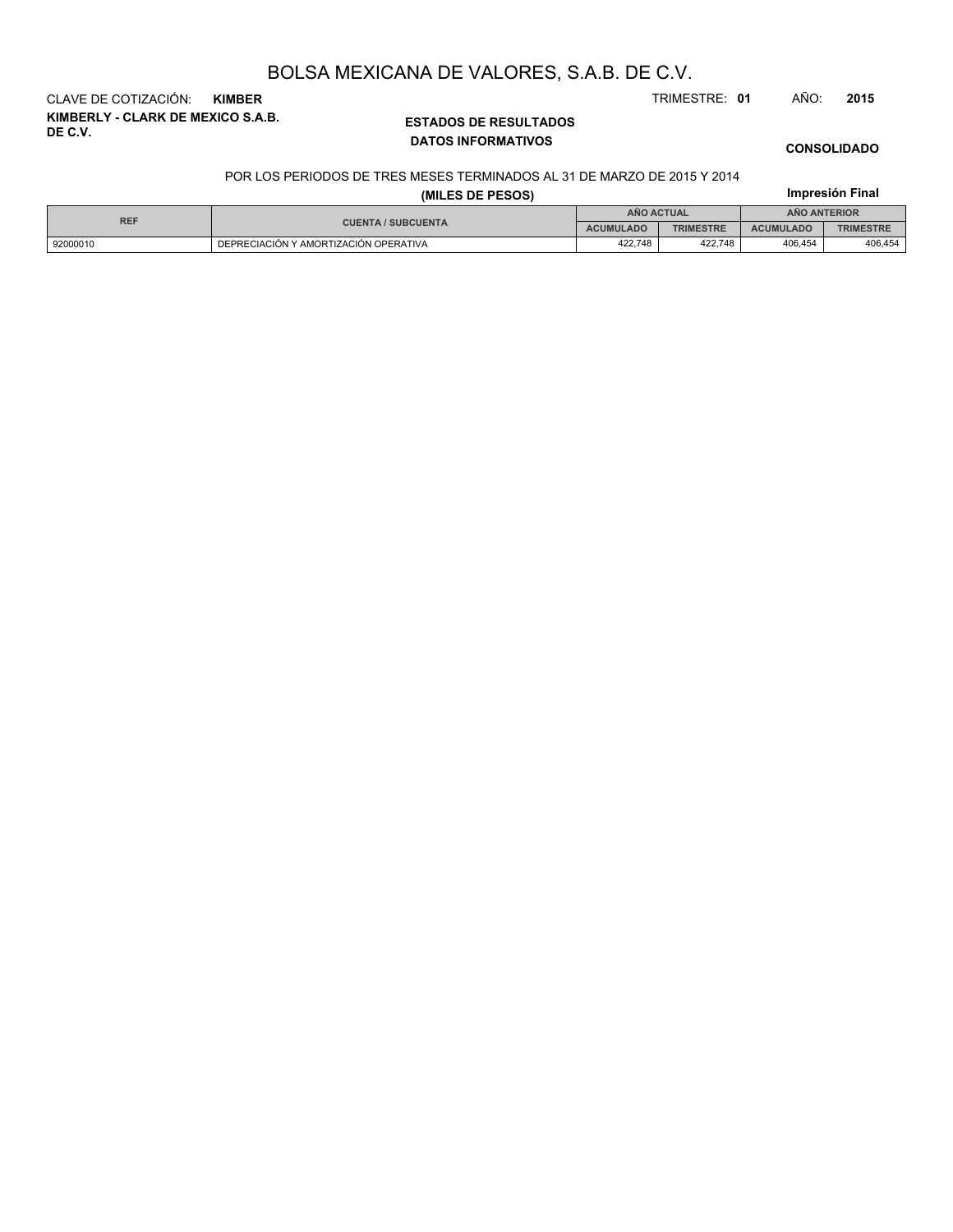# BOLSA MEXICANA DE VALORES, S.A.B. DE C.V.

CLAVE DE COTIZACIÓN: **KIMBER**

TRIMESTRE: **01** AÑO: **2015**

**KIMBERLY - CLARK DE MEXICO S.A.B. DE C.V.**

**ESTADOS DE RESULTADOS**

**DATOS INFORMATIVOS**

**CONSOLIDADO**

POR LOS PERIODOS DE TRES MESES TERMINADOS AL 31 DE MARZO DE 2015 Y 2014

**(MILES DE PESOS)**

**Impresión Final**

| REF | CUENTA / SUBCUENTA | AÑO ACTUAL | | AÑO ANTERIOR | |
|---|---|---|---|---|---|
| | | ACUMULADO | TRIMESTRE | ACUMULADO | TRIMESTRE |
| 92000010 | DEPRECIACIÓN Y AMORTIZACIÓN OPERATIVA | 422,748 | 422,748 | 406,454 | 406,454 |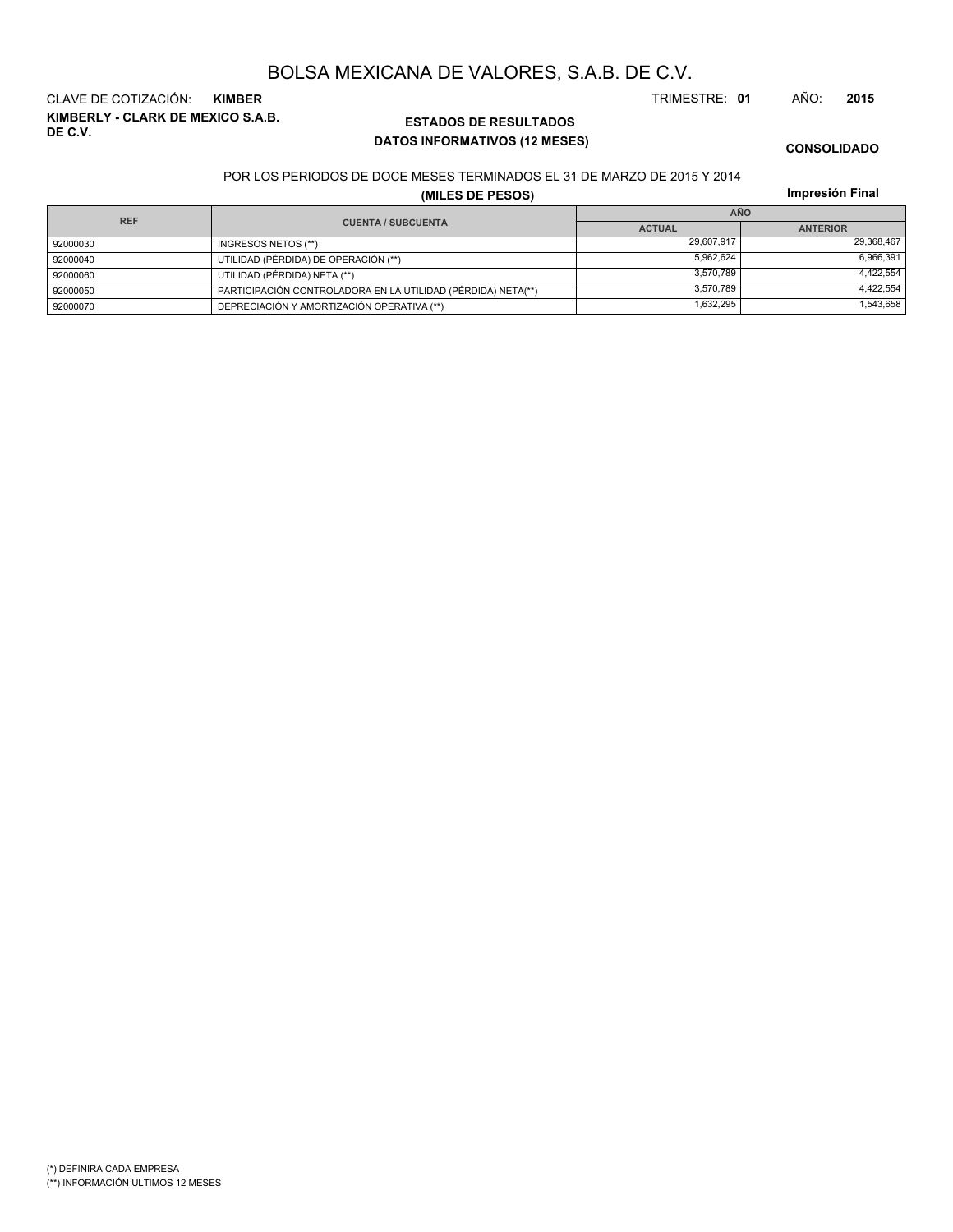# BOLSA MEXICANA DE VALORES, S.A.B. DE C.V.

CLAVE DE COTIZACIÓN: **KIMBER**

TRIMESTRE: **01** AÑO: **2015**

**KIMBERLY - CLARK DE MEXICO S.A.B. DE C.V.**

## ESTADOS DE RESULTADOS

### DATOS INFORMATIVOS (12 MESES)

**CONSOLIDADO**

POR LOS PERIODOS DE DOCE MESES TERMINADOS EL 31 DE MARZO DE 2015 Y 2014

**(MILES DE PESOS)**

**Impresión Final**

| REF | CUENTA / SUBCUENTA | AÑO | |
|---|---|---|---|
| | | ACTUAL | ANTERIOR |
| 92000030 | INGRESOS NETOS (**) | 29,607,917 | 29,368,467 |
| 92000040 | UTILIDAD (PÉRDIDA) DE OPERACIÓN (**) | 5,962,624 | 6,966,391 |
| 92000060 | UTILIDAD (PÉRDIDA) NETA (**) | 3,570,789 | 4,422,554 |
| 92000050 | PARTICIPACIÓN CONTROLADORA EN LA UTILIDAD (PÉRDIDA) NETA(**) | 3,570,789 | 4,422,554 |
| 92000070 | DEPRECIACIÓN Y AMORTIZACIÓN OPERATIVA (**) | 1,632,295 | 1,543,658 |

(*) DEFINIRA CADA EMPRESA

(**) INFORMACIÓN ULTIMOS 12 MESES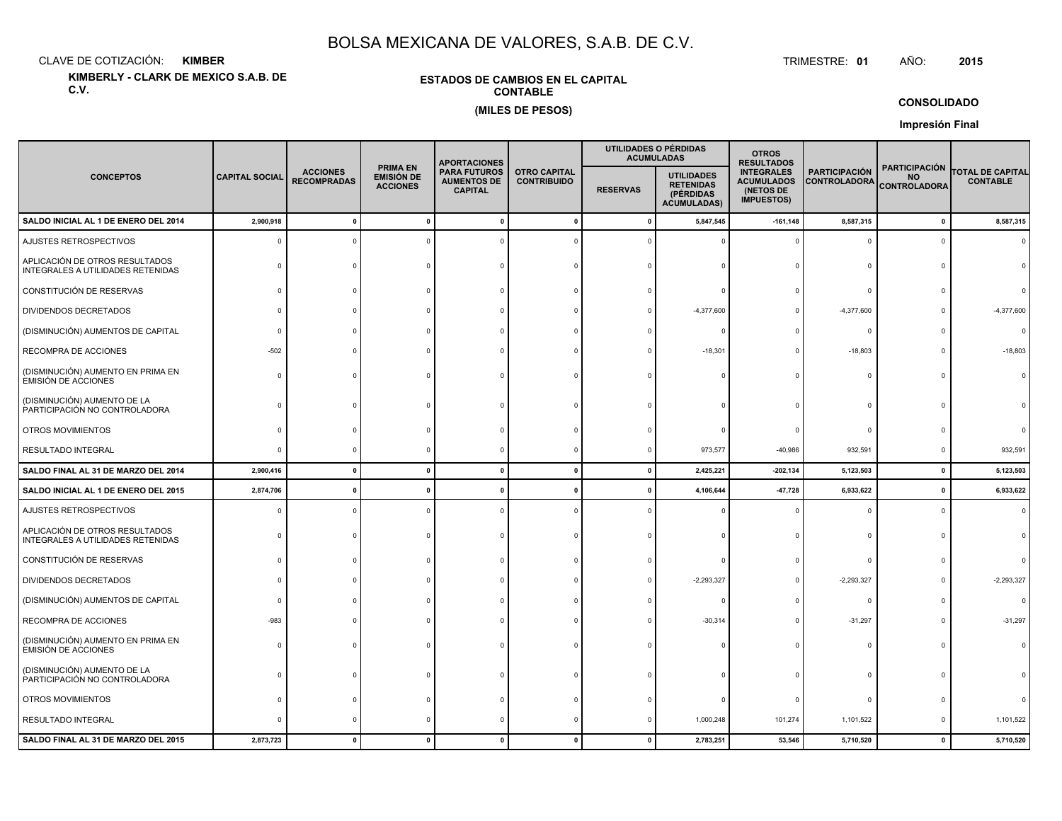# BOLSA MEXICANA DE VALORES, S.A.B. DE C.V.

CLAVE DE COTIZACIÓN: **KIMBER**

TRIMESTRE: **01** AÑO: **2015**

**KIMBERLY - CLARK DE MEXICO S.A.B. DE C.V.**

**ESTADOS DE CAMBIOS EN EL CAPITAL CONTABLE**

**(MILES DE PESOS)**

**CONSOLIDADO**

**Impresión Final**

| CONCEPTOS | CAPITAL SOCIAL | ACCIONES RECOMPRADAS | PRIMA EN EMISIÓN DE ACCIONES | APORTACIONES PARA FUTUROS AUMENTOS DE CAPITAL | OTRO CAPITAL CONTRIBUIDO | UTILIDADES O PÉRDIDAS ACUMULADAS | | OTROS RESULTADOS INTEGRALES ACUMULADOS (NETOS DE IMPUESTOS) | PARTICIPACIÓN CONTROLADORA | PARTICIPACIÓN NO CONTROLADORA | TOTAL DE CAPITAL CONTABLE |
|---|---|---|---|---|---|---|---|---|---|---|---|
| | | | | | | RESERVAS | UTILIDADES RETENIDAS (PÉRDIDAS ACUMULADAS) | | | | |
| **SALDO INICIAL AL 1 DE ENERO DEL 2014** | **2,900,918** | **0** | **0** | **0** | **0** | **0** | **5,847,545** | **-161,148** | **8,587,315** | **0** | **8,587,315** |
| AJUSTES RETROSPECTIVOS | 0 | 0 | 0 | 0 | 0 | 0 | 0 | 0 | 0 | 0 | 0 |
| APLICACIÓN DE OTROS RESULTADOS INTEGRALES A UTILIDADES RETENIDAS | 0 | 0 | 0 | 0 | 0 | 0 | 0 | 0 | 0 | 0 | 0 |
| CONSTITUCIÓN DE RESERVAS | 0 | 0 | 0 | 0 | 0 | 0 | 0 | 0 | 0 | 0 | 0 |
| DIVIDENDOS DECRETADOS | 0 | 0 | 0 | 0 | 0 | 0 | -4,377,600 | 0 | -4,377,600 | 0 | -4,377,600 |
| (DISMINUCIÓN) AUMENTOS DE CAPITAL | 0 | 0 | 0 | 0 | 0 | 0 | 0 | 0 | 0 | 0 | 0 |
| RECOMPRA DE ACCIONES | -502 | 0 | 0 | 0 | 0 | 0 | -18,301 | 0 | -18,803 | 0 | -18,803 |
| (DISMINUCIÓN) AUMENTO EN PRIMA EN EMISIÓN DE ACCIONES | 0 | 0 | 0 | 0 | 0 | 0 | 0 | 0 | 0 | 0 | 0 |
| (DISMINUCIÓN) AUMENTO DE LA PARTICIPACIÓN NO CONTROLADORA | 0 | 0 | 0 | 0 | 0 | 0 | 0 | 0 | 0 | 0 | 0 |
| OTROS MOVIMIENTOS | 0 | 0 | 0 | 0 | 0 | 0 | 0 | 0 | 0 | 0 | 0 |
| RESULTADO INTEGRAL | 0 | 0 | 0 | 0 | 0 | 0 | 973,577 | -40,986 | 932,591 | 0 | 932,591 |
| **SALDO FINAL AL 31 DE MARZO DEL 2014** | **2,900,416** | **0** | **0** | **0** | **0** | **0** | **2,425,221** | **-202,134** | **5,123,503** | **0** | **5,123,503** |
| **SALDO INICIAL AL 1 DE ENERO DEL 2015** | **2,874,706** | **0** | **0** | **0** | **0** | **0** | **4,106,644** | **-47,728** | **6,933,622** | **0** | **6,933,622** |
| AJUSTES RETROSPECTIVOS | 0 | 0 | 0 | 0 | 0 | 0 | 0 | 0 | 0 | 0 | 0 |
| APLICACIÓN DE OTROS RESULTADOS INTEGRALES A UTILIDADES RETENIDAS | 0 | 0 | 0 | 0 | 0 | 0 | 0 | 0 | 0 | 0 | 0 |
| CONSTITUCIÓN DE RESERVAS | 0 | 0 | 0 | 0 | 0 | 0 | 0 | 0 | 0 | 0 | 0 |
| DIVIDENDOS DECRETADOS | 0 | 0 | 0 | 0 | 0 | 0 | -2,293,327 | 0 | -2,293,327 | 0 | -2,293,327 |
| (DISMINUCIÓN) AUMENTOS DE CAPITAL | 0 | 0 | 0 | 0 | 0 | 0 | 0 | 0 | 0 | 0 | 0 |
| RECOMPRA DE ACCIONES | -983 | 0 | 0 | 0 | 0 | 0 | -30,314 | 0 | -31,297 | 0 | -31,297 |
| (DISMINUCIÓN) AUMENTO EN PRIMA EN EMISIÓN DE ACCIONES | 0 | 0 | 0 | 0 | 0 | 0 | 0 | 0 | 0 | 0 | 0 |
| (DISMINUCIÓN) AUMENTO DE LA PARTICIPACIÓN NO CONTROLADORA | 0 | 0 | 0 | 0 | 0 | 0 | 0 | 0 | 0 | 0 | 0 |
| OTROS MOVIMIENTOS | 0 | 0 | 0 | 0 | 0 | 0 | 0 | 0 | 0 | 0 | 0 |
| RESULTADO INTEGRAL | 0 | 0 | 0 | 0 | 0 | 0 | 1,000,248 | 101,274 | 1,101,522 | 0 | 1,101,522 |
| **SALDO FINAL AL 31 DE MARZO DEL 2015** | **2,873,723** | **0** | **0** | **0** | **0** | **0** | **2,783,251** | **53,546** | **5,710,520** | **0** | **5,710,520** |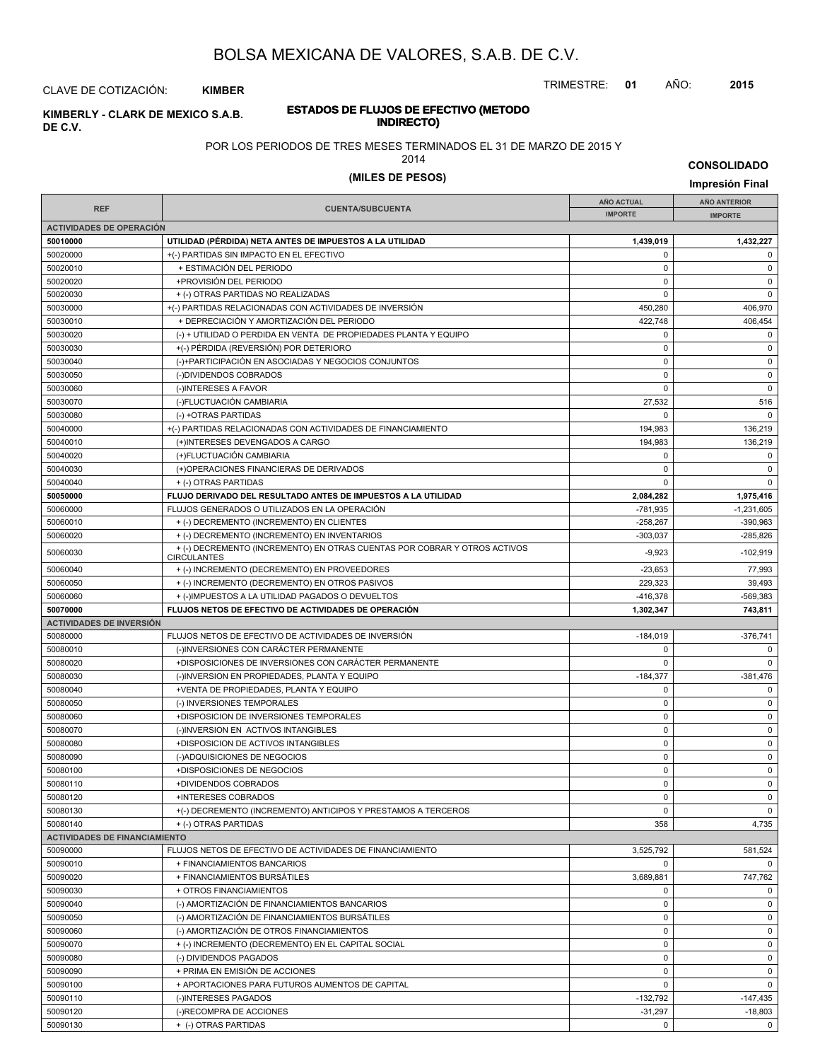# BOLSA MEXICANA DE VALORES, S.A.B. DE C.V.

CLAVE DE COTIZACIÓN: **KIMBER**

TRIMESTRE: **01** AÑO: **2015**

**KIMBERLY - CLARK DE MEXICO S.A.B. DE C.V.**

## ESTADOS DE FLUJOS DE EFECTIVO (METODO INDIRECTO)

POR LOS PERIODOS DE TRES MESES TERMINADOS EL 31 DE MARZO DE 2015 Y 2014

**(MILES DE PESOS)**

**CONSOLIDADO**

**Impresión Final**

| REF | CUENTA/SUBCUENTA | AÑO ACTUAL IMPORTE | AÑO ANTERIOR IMPORTE |
|---|---|---|---|
| **ACTIVIDADES DE OPERACIÓN** | | | |
| **50010000** | **UTILIDAD (PÉRDIDA) NETA ANTES DE IMPUESTOS A LA UTILIDAD** | **1,439,019** | **1,432,227** |
| 50020000 | +(-) PARTIDAS SIN IMPACTO EN EL EFECTIVO | 0 | 0 |
| 50020010 | + ESTIMACIÓN DEL PERIODO | 0 | 0 |
| 50020020 | +PROVISIÓN DEL PERIODO | 0 | 0 |
| 50020030 | + (-) OTRAS PARTIDAS NO REALIZADAS | 0 | 0 |
| 50030000 | +(-) PARTIDAS RELACIONADAS CON ACTIVIDADES DE INVERSIÓN | 450,280 | 406,970 |
| 50030010 | + DEPRECIACIÓN Y AMORTIZACIÓN DEL PERIODO | 422,748 | 406,454 |
| 50030020 | (-) + UTILIDAD O PERDIDA EN VENTA DE PROPIEDADES PLANTA Y EQUIPO | 0 | 0 |
| 50030030 | +(-) PÉRDIDA (REVERSIÓN) POR DETERIORO | 0 | 0 |
| 50030040 | (-)+PARTICIPACIÓN EN ASOCIADAS Y NEGOCIOS CONJUNTOS | 0 | 0 |
| 50030050 | (-)DIVIDENDOS COBRADOS | 0 | 0 |
| 50030060 | (-)INTERESES A FAVOR | 0 | 0 |
| 50030070 | (-)FLUCTUACIÓN CAMBIARIA | 27,532 | 516 |
| 50030080 | (-) +OTRAS PARTIDAS | 0 | 0 |
| 50040000 | +(-) PARTIDAS RELACIONADAS CON ACTIVIDADES DE FINANCIAMIENTO | 194,983 | 136,219 |
| 50040010 | (+)INTERESES DEVENGADOS A CARGO | 194,983 | 136,219 |
| 50040020 | (+)FLUCTUACIÓN CAMBIARIA | 0 | 0 |
| 50040030 | (+)OPERACIONES FINANCIERAS DE DERIVADOS | 0 | 0 |
| 50040040 | + (-) OTRAS PARTIDAS | 0 | 0 |
| **50050000** | **FLUJO DERIVADO DEL RESULTADO ANTES DE IMPUESTOS A LA UTILIDAD** | **2,084,282** | **1,975,416** |
| 50060000 | FLUJOS GENERADOS O UTILIZADOS EN LA OPERACIÓN | -781,935 | -1,231,605 |
| 50060010 | + (-) DECREMENTO (INCREMENTO) EN CLIENTES | -258,267 | -390,963 |
| 50060020 | + (-) DECREMENTO (INCREMENTO) EN INVENTARIOS | -303,037 | -285,826 |
| 50060030 | + (-) DECREMENTO (INCREMENTO) EN OTRAS CUENTAS POR COBRAR Y OTROS ACTIVOS CIRCULANTES | -9,923 | -102,919 |
| 50060040 | + (-) INCREMENTO (DECREMENTO) EN PROVEEDORES | -23,653 | 77,993 |
| 50060050 | + (-) INCREMENTO (DECREMENTO) EN OTROS PASIVOS | 229,323 | 39,493 |
| 50060060 | + (-)IMPUESTOS A LA UTILIDAD PAGADOS O DEVUELTOS | -416,378 | -569,383 |
| **50070000** | **FLUJOS NETOS DE EFECTIVO DE ACTIVIDADES DE OPERACIÓN** | **1,302,347** | **743,811** |
| **ACTIVIDADES DE INVERSIÓN** | | | |
| 50080000 | FLUJOS NETOS DE EFECTIVO DE ACTIVIDADES DE INVERSIÓN | -184,019 | -376,741 |
| 50080010 | (-)INVERSIONES CON CARÁCTER PERMANENTE | 0 | 0 |
| 50080020 | +DISPOSICIONES DE INVERSIONES CON CARÁCTER PERMANENTE | 0 | 0 |
| 50080030 | (-)INVERSION EN PROPIEDADES, PLANTA Y EQUIPO | -184,377 | -381,476 |
| 50080040 | +VENTA DE PROPIEDADES, PLANTA Y EQUIPO | 0 | 0 |
| 50080050 | (-) INVERSIONES TEMPORALES | 0 | 0 |
| 50080060 | +DISPOSICION DE INVERSIONES TEMPORALES | 0 | 0 |
| 50080070 | (-)INVERSION EN ACTIVOS INTANGIBLES | 0 | 0 |
| 50080080 | +DISPOSICION DE ACTIVOS INTANGIBLES | 0 | 0 |
| 50080090 | (-)ADQUISICIONES DE NEGOCIOS | 0 | 0 |
| 50080100 | +DISPOSICIONES DE NEGOCIOS | 0 | 0 |
| 50080110 | +DIVIDENDOS COBRADOS | 0 | 0 |
| 50080120 | +INTERESES COBRADOS | 0 | 0 |
| 50080130 | +(-) DECREMENTO (INCREMENTO) ANTICIPOS Y PRESTAMOS A TERCEROS | 0 | 0 |
| 50080140 | + (-) OTRAS PARTIDAS | 358 | 4,735 |
| **ACTIVIDADES DE FINANCIAMIENTO** | | | |
| 50090000 | FLUJOS NETOS DE EFECTIVO DE ACTIVIDADES DE FINANCIAMIENTO | 3,525,792 | 581,524 |
| 50090010 | + FINANCIAMIENTOS BANCARIOS | 0 | 0 |
| 50090020 | + FINANCIAMIENTOS BURSÁTILES | 3,689,881 | 747,762 |
| 50090030 | + OTROS FINANCIAMIENTOS | 0 | 0 |
| 50090040 | (-) AMORTIZACIÓN DE FINANCIAMIENTOS BANCARIOS | 0 | 0 |
| 50090050 | (-) AMORTIZACIÓN DE FINANCIAMIENTOS BURSÁTILES | 0 | 0 |
| 50090060 | (-) AMORTIZACIÓN DE OTROS FINANCIAMIENTOS | 0 | 0 |
| 50090070 | + (-) INCREMENTO (DECREMENTO) EN EL CAPITAL SOCIAL | 0 | 0 |
| 50090080 | (-) DIVIDENDOS PAGADOS | 0 | 0 |
| 50090090 | + PRIMA EN EMISIÓN DE ACCIONES | 0 | 0 |
| 50090100 | + APORTACIONES PARA FUTUROS AUMENTOS DE CAPITAL | 0 | 0 |
| 50090110 | (-)INTERESES PAGADOS | -132,792 | -147,435 |
| 50090120 | (-)RECOMPRA DE ACCIONES | -31,297 | -18,803 |
| 50090130 | + (-) OTRAS PARTIDAS | 0 | 0 |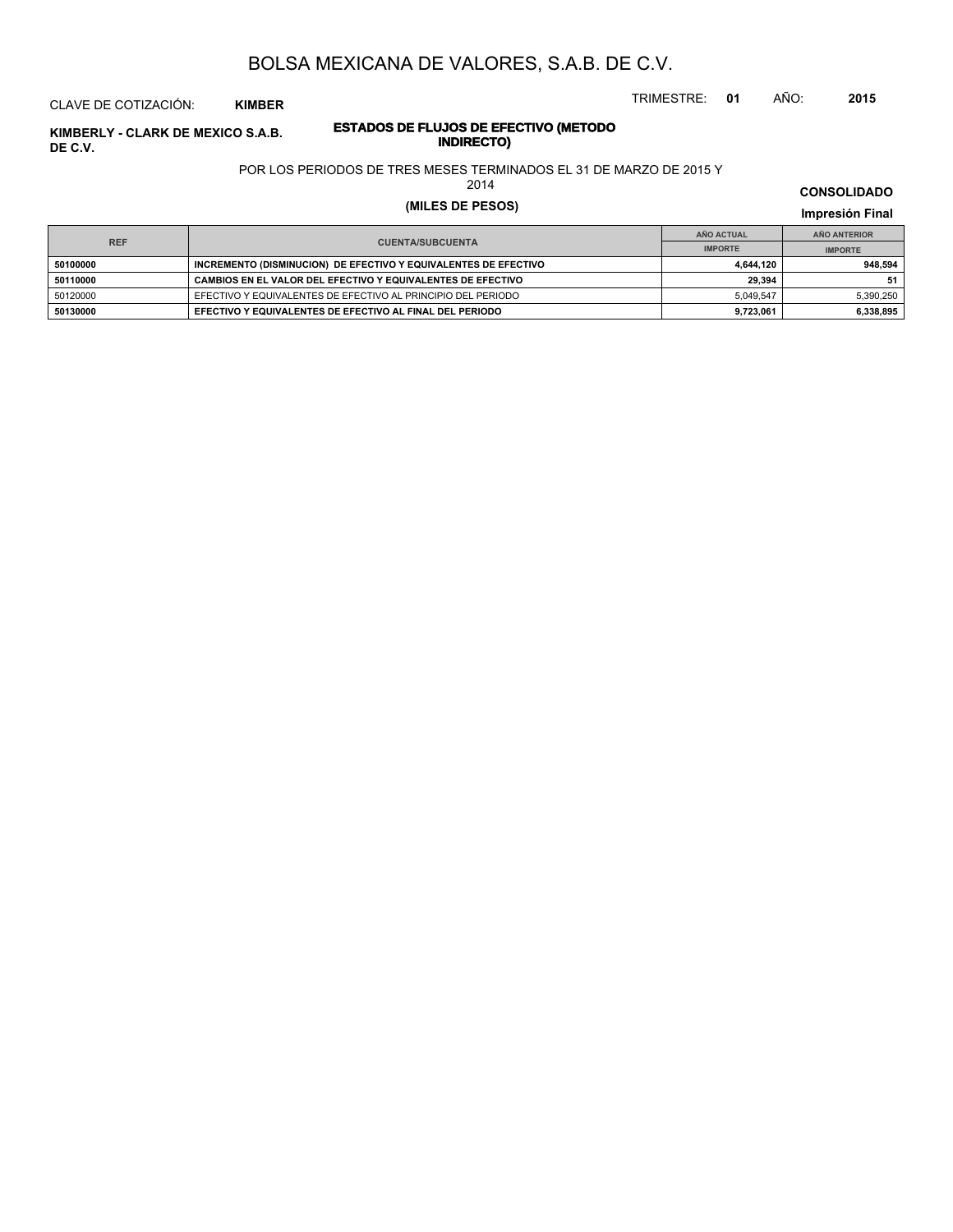# BOLSA MEXICANA DE VALORES, S.A.B. DE C.V.

CLAVE DE COTIZACIÓN: **KIMBER**

TRIMESTRE: **01** AÑO: **2015**

**KIMBERLY - CLARK DE MEXICO S.A.B. DE C.V.**

## ESTADOS DE FLUJOS DE EFECTIVO (METODO INDIRECTO)

POR LOS PERIODOS DE TRES MESES TERMINADOS EL 31 DE MARZO DE 2015 Y 2014

**(MILES DE PESOS)**

**CONSOLIDADO**

**Impresión Final**

| REF | CUENTA/SUBCUENTA | AÑO ACTUAL | AÑO ANTERIOR |
|---|---|---|---|
| | | IMPORTE | IMPORTE |
| **50100000** | **INCREMENTO (DISMINUCION) DE EFECTIVO Y EQUIVALENTES DE EFECTIVO** | **4,644,120** | **948,594** |
| **50110000** | **CAMBIOS EN EL VALOR DEL EFECTIVO Y EQUIVALENTES DE EFECTIVO** | **29,394** | **51** |
| 50120000 | EFECTIVO Y EQUIVALENTES DE EFECTIVO AL PRINCIPIO DEL PERIODO | 5,049,547 | 5,390,250 |
| **50130000** | **EFECTIVO Y EQUIVALENTES DE EFECTIVO AL FINAL DEL PERIODO** | **9,723,061** | **6,338,895** |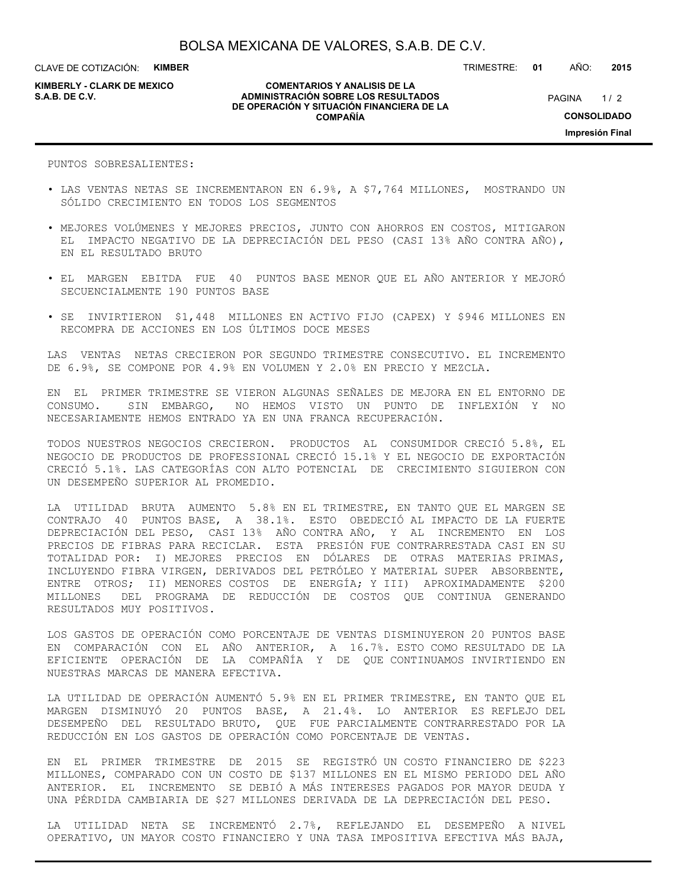PUNTOS SOBRESALIENTES:

- LAS VENTAS NETAS SE INCREMENTARON EN 6.9%, A $7,764 MILLONES, MOSTRANDO UN SÓLIDO CRECIMIENTO EN TODOS LOS SEGMENTOS
- MEJORES VOLÚMENES Y MEJORES PRECIOS, JUNTO CON AHORROS EN COSTOS, MITIGARON EL IMPACTO NEGATIVO DE LA DEPRECIACIÓN DEL PESO (CASI 13% AÑO CONTRA AÑO), EN EL RESULTADO BRUTO
- EL MARGEN EBITDA FUE 40 PUNTOS BASE MENOR QUE EL AÑO ANTERIOR Y MEJORÓ SECUENCIALMENTE 190 PUNTOS BASE
- SE INVIRTIERON $1,448 MILLONES EN ACTIVO FIJO (CAPEX) Y $946 MILLONES EN RECOMPRA DE ACCIONES EN LOS ÚLTIMOS DOCE MESES

LAS VENTAS NETAS CRECIERON POR SEGUNDO TRIMESTRE CONSECUTIVO. EL INCREMENTO DE 6.9%, SE COMPONE POR 4.9% EN VOLUMEN Y 2.0% EN PRECIO Y MEZCLA.

EN EL PRIMER TRIMESTRE SE VIERON ALGUNAS SEÑALES DE MEJORA EN EL ENTORNO DE CONSUMO. SIN EMBARGO, NO HEMOS VISTO UN PUNTO DE INFLEXIÓN Y NO NECESARIAMENTE HEMOS ENTRADO YA EN UNA FRANCA RECUPERACIÓN.

TODOS NUESTROS NEGOCIOS CRECIERON. PRODUCTOS AL CONSUMIDOR CRECIÓ 5.8%, EL NEGOCIO DE PRODUCTOS DE PROFESSIONAL CRECIÓ 15.1% Y EL NEGOCIO DE EXPORTACIÓN CRECIÓ 5.1%. LAS CATEGORÍAS CON ALTO POTENCIAL DE CRECIMIENTO SIGUIERON CON UN DESEMPEÑO SUPERIOR AL PROMEDIO.

LA UTILIDAD BRUTA AUMENTO 5.8% EN EL TRIMESTRE, EN TANTO QUE EL MARGEN SE CONTRAJO 40 PUNTOS BASE, A 38.1%. ESTO OBEDECIÓ AL IMPACTO DE LA FUERTE DEPRECIACIÓN DEL PESO, CASI 13% AÑO CONTRA AÑO, Y AL INCREMENTO EN LOS PRECIOS DE FIBRAS PARA RECICLAR. ESTA PRESIÓN FUE CONTRARRESTADA CASI EN SU TOTALIDAD POR: I) MEJORES PRECIOS EN DÓLARES DE OTRAS MATERIAS PRIMAS, INCLUYENDO FIBRA VIRGEN, DERIVADOS DEL PETRÓLEO Y MATERIAL SUPER ABSORBENTE, ENTRE OTROS; II) MENORES COSTOS DE ENERGÍA; Y III) APROXIMADAMENTE $200 MILLONES DEL PROGRAMA DE REDUCCIÓN DE COSTOS QUE CONTINUA GENERANDO RESULTADOS MUY POSITIVOS.

LOS GASTOS DE OPERACIÓN COMO PORCENTAJE DE VENTAS DISMINUYERON 20 PUNTOS BASE EN COMPARACIÓN CON EL AÑO ANTERIOR, A 16.7%. ESTO COMO RESULTADO DE LA EFICIENTE OPERACIÓN DE LA COMPAÑÍA Y DE QUE CONTINUAMOS INVIRTIENDO EN NUESTRAS MARCAS DE MANERA EFECTIVA.

LA UTILIDAD DE OPERACIÓN AUMENTÓ 5.9% EN EL PRIMER TRIMESTRE, EN TANTO QUE EL MARGEN DISMINUYÓ 20 PUNTOS BASE, A 21.4%. LO ANTERIOR ES REFLEJO DEL DESEMPEÑO DEL RESULTADO BRUTO, QUE FUE PARCIALMENTE CONTRARRESTADO POR LA REDUCCIÓN EN LOS GASTOS DE OPERACIÓN COMO PORCENTAJE DE VENTAS.

EN EL PRIMER TRIMESTRE DE 2015 SE REGISTRÓ UN COSTO FINANCIERO DE $223 MILLONES, COMPARADO CON UN COSTO DE $137 MILLONES EN EL MISMO PERIODO DEL AÑO ANTERIOR. EL INCREMENTO SE DEBIÓ A MÁS INTERESES PAGADOS POR MAYOR DEUDA Y UNA PÉRDIDA CAMBIARIA DE $27 MILLONES DERIVADA DE LA DEPRECIACIÓN DEL PESO.

LA UTILIDAD NETA SE INCREMENTÓ 2.7%, REFLEJANDO EL DESEMPEÑO A NIVEL OPERATIVO, UN MAYOR COSTO FINANCIERO Y UNA TASA IMPOSITIVA EFECTIVA MÁS BAJA,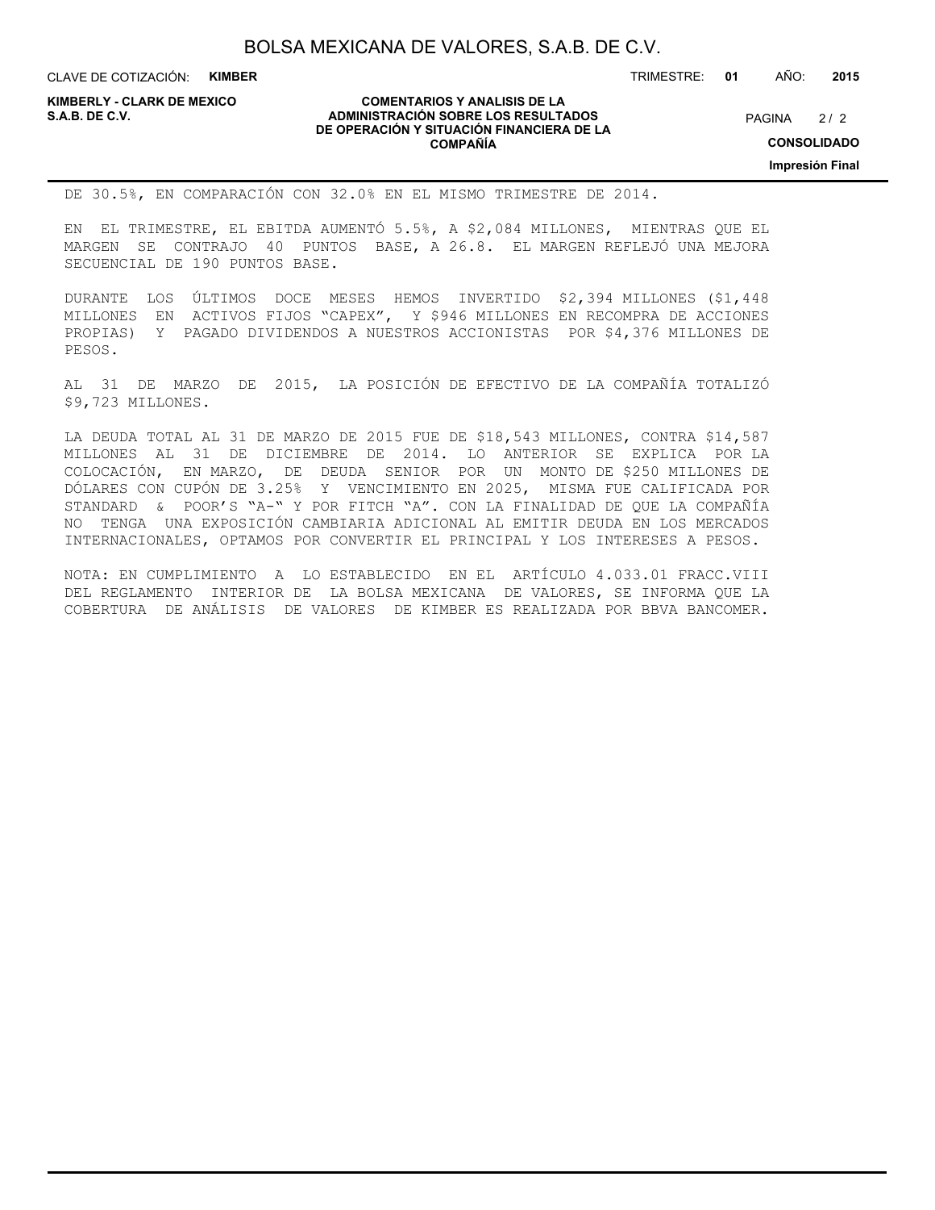DE 30.5%, EN COMPARACIÓN CON 32.0% EN EL MISMO TRIMESTRE DE 2014.

EN EL TRIMESTRE, EL EBITDA AUMENTÓ 5.5%, A $2,084 MILLONES, MIENTRAS QUE EL MARGEN SE CONTRAJO 40 PUNTOS BASE, A 26.8. EL MARGEN REFLEJÓ UNA MEJORA SECUENCIAL DE 190 PUNTOS BASE.

DURANTE LOS ÚLTIMOS DOCE MESES HEMOS INVERTIDO $2,394 MILLONES ($1,448 MILLONES EN ACTIVOS FIJOS "CAPEX", Y $946 MILLONES EN RECOMPRA DE ACCIONES PROPIAS) Y PAGADO DIVIDENDOS A NUESTROS ACCIONISTAS POR $4,376 MILLONES DE PESOS.

AL 31 DE MARZO DE 2015, LA POSICIÓN DE EFECTIVO DE LA COMPAÑÍA TOTALIZÓ $9,723 MILLONES.

LA DEUDA TOTAL AL 31 DE MARZO DE 2015 FUE DE $18,543 MILLONES, CONTRA $14,587 MILLONES AL 31 DE DICIEMBRE DE 2014. LO ANTERIOR SE EXPLICA POR LA COLOCACIÓN, EN MARZO, DE DEUDA SENIOR POR UN MONTO DE $250 MILLONES DE DÓLARES CON CUPÓN DE 3.25% Y VENCIMIENTO EN 2025, MISMA FUE CALIFICADA POR STANDARD & POOR'S "A-" Y POR FITCH "A". CON LA FINALIDAD DE QUE LA COMPAÑÍA NO TENGA UNA EXPOSICIÓN CAMBIARIA ADICIONAL AL EMITIR DEUDA EN LOS MERCADOS INTERNACIONALES, OPTAMOS POR CONVERTIR EL PRINCIPAL Y LOS INTERESES A PESOS.

NOTA: EN CUMPLIMIENTO A LO ESTABLECIDO EN EL ARTÍCULO 4.033.01 FRACC.VIII DEL REGLAMENTO INTERIOR DE LA BOLSA MEXICANA DE VALORES, SE INFORMA QUE LA COBERTURA DE ANÁLISIS DE VALORES DE KIMBER ES REALIZADA POR BBVA BANCOMER.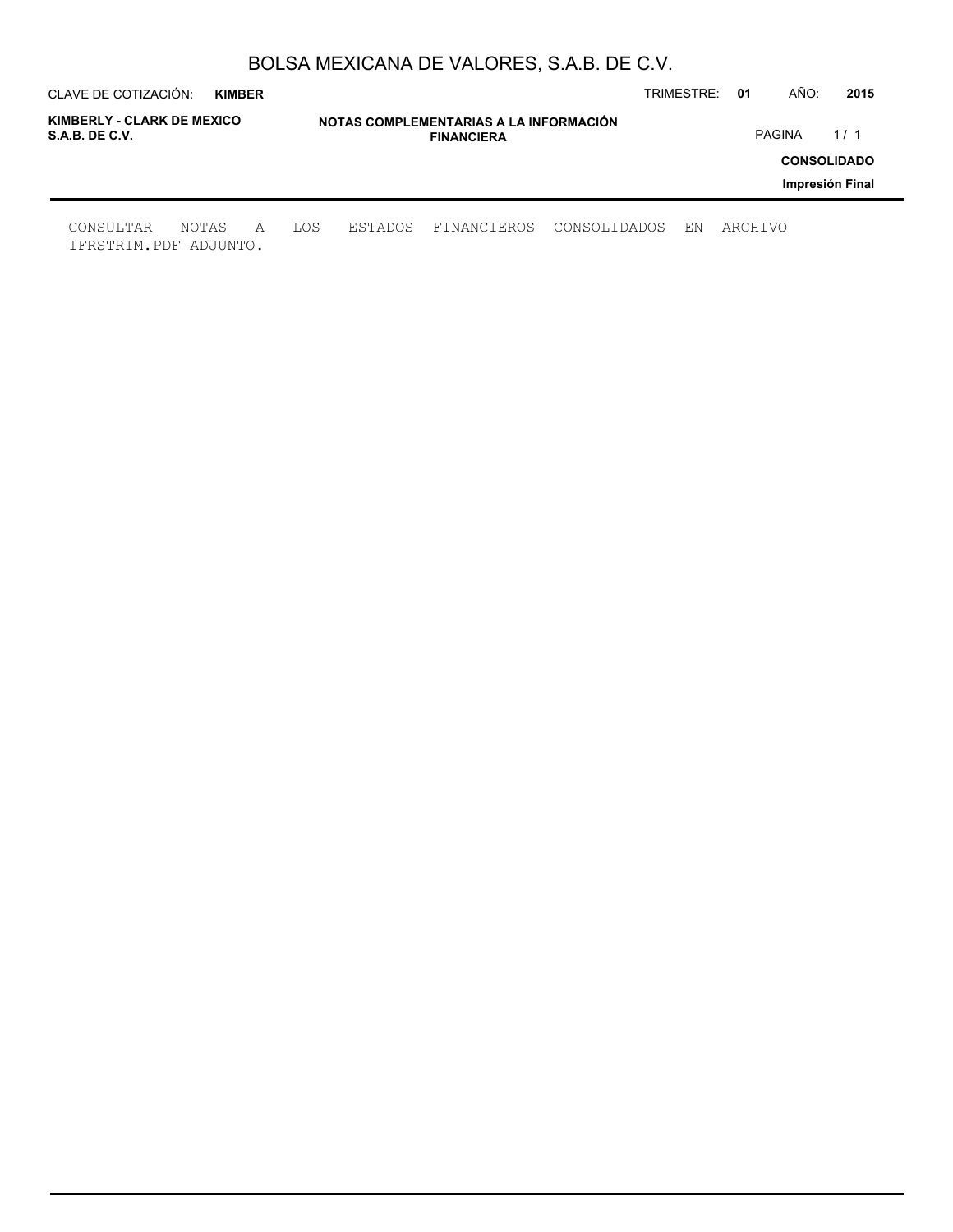CONSULTAR NOTAS A LOS ESTADOS FINANCIEROS CONSOLIDADOS EN ARCHIVO IFRSTRIM.PDF ADJUNTO.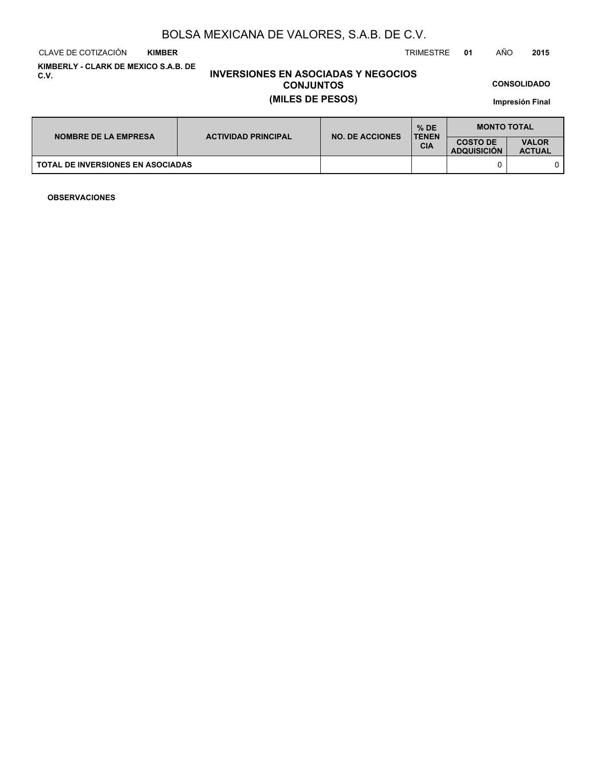# BOLSA MEXICANA DE VALORES, S.A.B. DE C.V.

CLAVE DE COTIZACIÓN **KIMBER** TRIMESTRE **01** AÑO **2015**

**KIMBERLY - CLARK DE MEXICO S.A.B. DE C.V.**

## INVERSIONES EN ASOCIADAS Y NEGOCIOS CONJUNTOS
## (MILES DE PESOS)

**CONSOLIDADO**

**Impresión Final**

| NOMBRE DE LA EMPRESA | ACTIVIDAD PRINCIPAL | NO. DE ACCIONES | % DE TENENCIA | MONTO TOTAL | |
|---|---|---|---|---|---|
| | | | | COSTO DE ADQUISICIÓN | VALOR ACTUAL |
| TOTAL DE INVERSIONES EN ASOCIADAS | | | | 0 | 0 |

**OBSERVACIONES**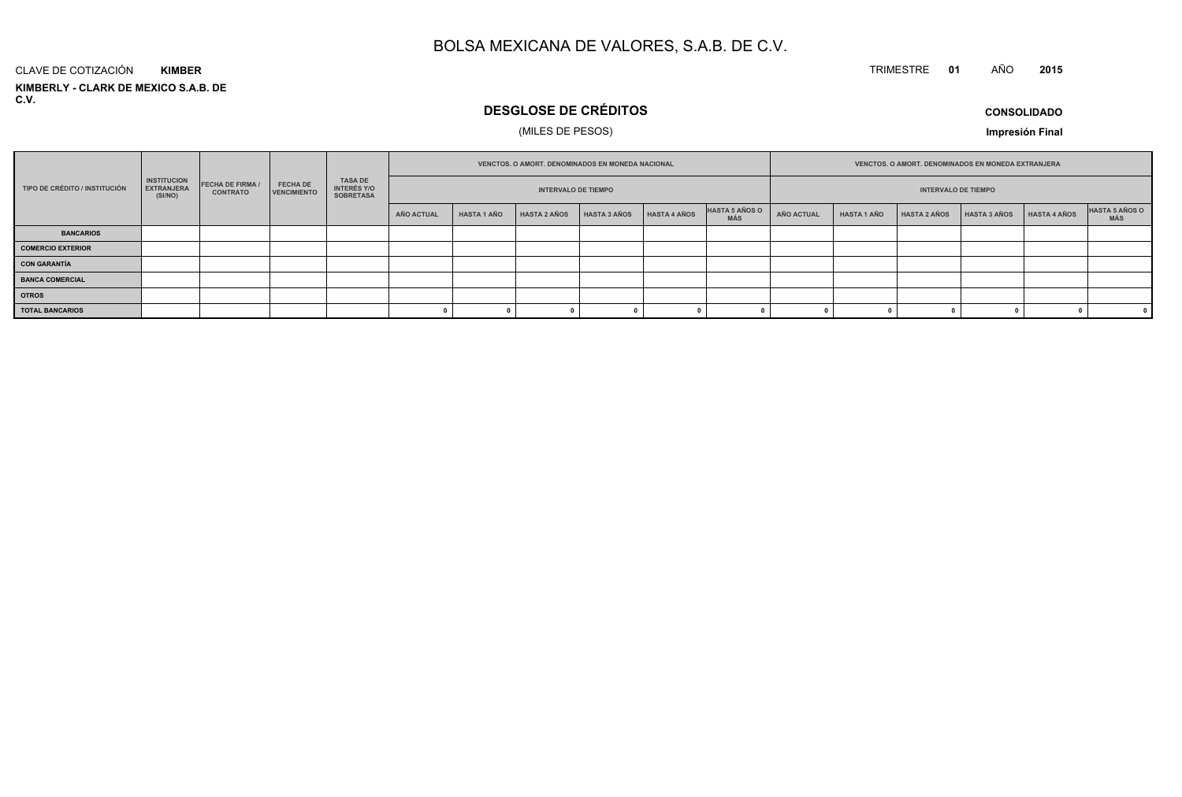# BOLSA MEXICANA DE VALORES, S.A.B. DE C.V.

CLAVE DE COTIZACIÓN **KIMBER**

TRIMESTRE **01** AÑO **2015**

**KIMBERLY - CLARK DE MEXICO S.A.B. DE C.V.**

## DESGLOSE DE CRÉDITOS

(MILES DE PESOS)

**CONSOLIDADO**

**Impresión Final**

| TIPO DE CRÉDITO / INSTITUCIÓN | INSTITUCION EXTRANJERA (SI/NO) | FECHA DE FIRMA / CONTRATO | FECHA DE VENCIMIENTO | TASA DE INTERÉS Y/O SOBRETASA | VENCTOS. O AMORT. DENOMINADOS EN MONEDA NACIONAL | | | | | | VENCTOS. O AMORT. DENOMINADOS EN MONEDA EXTRANJERA | | | | | |
|---|---|---|---|---|---|---|---|---|---|---|---|---|---|---|---|---|
| | | | | | INTERVALO DE TIEMPO | | | | | | INTERVALO DE TIEMPO | | | | | |
| | | | | | AÑO ACTUAL | HASTA 1 AÑO | HASTA 2 AÑOS | HASTA 3 AÑOS | HASTA 4 AÑOS | HASTA 5 AÑOS O MÁS | AÑO ACTUAL | HASTA 1 AÑO | HASTA 2 AÑOS | HASTA 3 AÑOS | HASTA 4 AÑOS | HASTA 5 AÑOS O MÁS |
| **BANCARIOS** | | | | | | | | | | | | | | | | |
| **COMERCIO EXTERIOR** | | | | | | | | | | | | | | | | |
| **CON GARANTÍA** | | | | | | | | | | | | | | | | |
| **BANCA COMERCIAL** | | | | | | | | | | | | | | | | |
| **OTROS** | | | | | | | | | | | | | | | | |
| **TOTAL BANCARIOS** | | | | | 0 | 0 | 0 | 0 | 0 | 0 | 0 | 0 | 0 | 0 | 0 | 0 |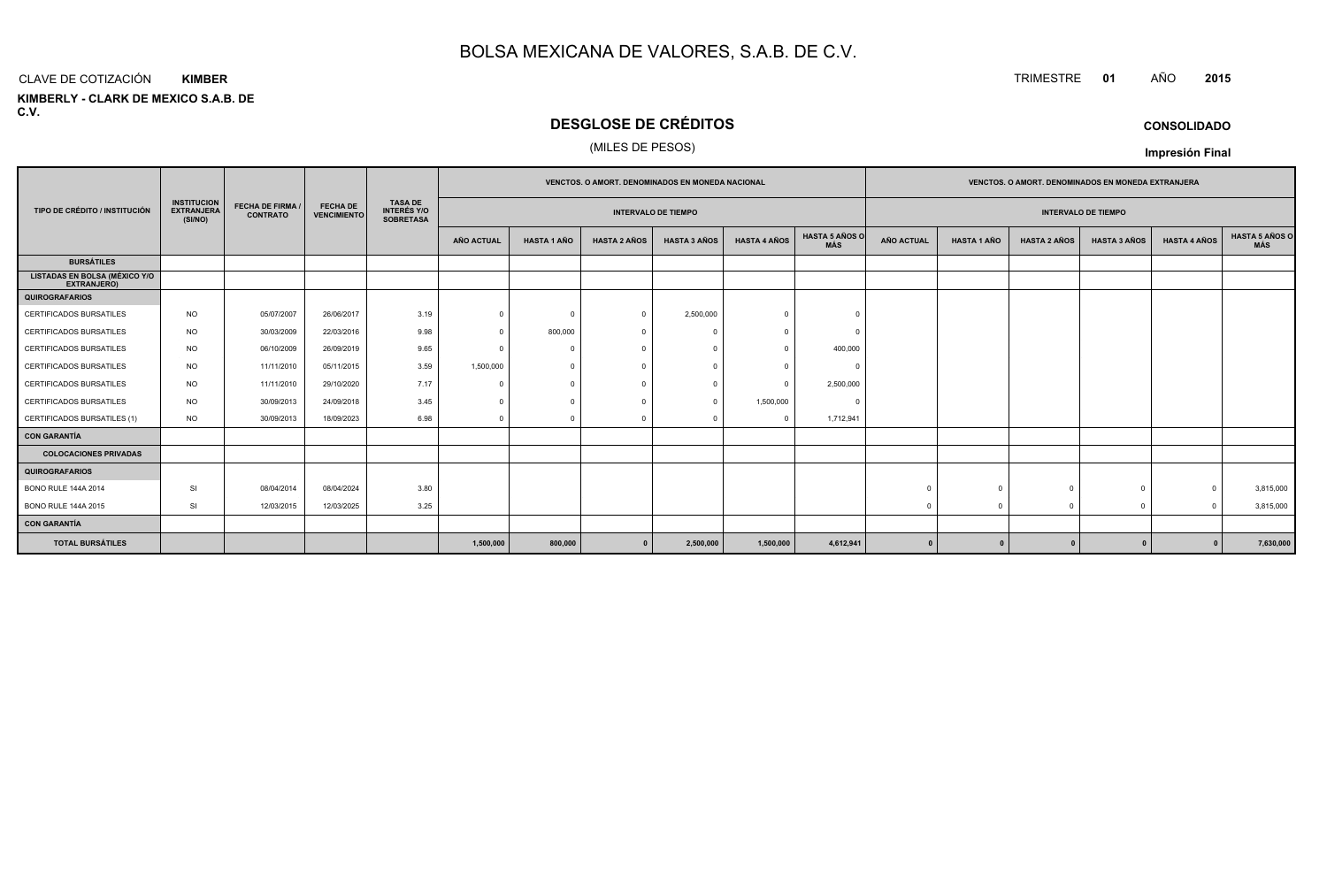# BOLSA MEXICANA DE VALORES, S.A.B. DE C.V.

CLAVE DE COTIZACIÓN **KIMBER**

TRIMESTRE **01** AÑO **2015**

**KIMBERLY - CLARK DE MEXICO S.A.B. DE C.V.**

## DESGLOSE DE CRÉDITOS

(MILES DE PESOS)

**CONSOLIDADO**

**Impresión Final**

| TIPO DE CRÉDITO / INSTITUCIÓN | INSTITUCION EXTRANJERA (SI/NO) | FECHA DE FIRMA / CONTRATO | FECHA DE VENCIMIENTO | TASA DE INTERÉS Y/O SOBRETASA | VENCTOS. O AMORT. DENOMINADOS EN MONEDA NACIONAL | | | | | | VENCTOS. O AMORT. DENOMINADOS EN MONEDA EXTRANJERA | | | | | |
|---|---|---|---|---|---|---|---|---|---|---|---|---|---|---|---|---|
| | | | | | INTERVALO DE TIEMPO | | | | | | INTERVALO DE TIEMPO | | | | | |
| | | | | | AÑO ACTUAL | HASTA 1 AÑO | HASTA 2 AÑOS | HASTA 3 AÑOS | HASTA 4 AÑOS | HASTA 5 AÑOS O MÁS | AÑO ACTUAL | HASTA 1 AÑO | HASTA 2 AÑOS | HASTA 3 AÑOS | HASTA 4 AÑOS | HASTA 5 AÑOS O MÁS |
| **BURSÁTILES** | | | | | | | | | | | | | | | | |
| **LISTADAS EN BOLSA (MÉXICO Y/O EXTRANJERO)** | | | | | | | | | | | | | | | | |
| **QUIROGRAFARIOS** | | | | | | | | | | | | | | | | |
| CERTIFICADOS BURSATILES | NO | 05/07/2007 | 26/06/2017 | 3.19 | 0 | 0 | 0 | 2,500,000 | 0 | 0 | | | | | | |
| CERTIFICADOS BURSATILES | NO | 30/03/2009 | 22/03/2016 | 9.98 | 0 | 800,000 | 0 | 0 | 0 | 0 | | | | | | |
| CERTIFICADOS BURSATILES | NO | 06/10/2009 | 26/09/2019 | 9.65 | 0 | 0 | 0 | 0 | 0 | 400,000 | | | | | | |
| CERTIFICADOS BURSATILES | NO | 11/11/2010 | 05/11/2015 | 3.59 | 1,500,000 | 0 | 0 | 0 | 0 | 0 | | | | | | |
| CERTIFICADOS BURSATILES | NO | 11/11/2010 | 29/10/2020 | 7.17 | 0 | 0 | 0 | 0 | 0 | 2,500,000 | | | | | | |
| CERTIFICADOS BURSATILES | NO | 30/09/2013 | 24/09/2018 | 3.45 | 0 | 0 | 0 | 0 | 1,500,000 | 0 | | | | | | |
| CERTIFICADOS BURSATILES (1) | NO | 30/09/2013 | 18/09/2023 | 6.98 | 0 | 0 | 0 | 0 | 0 | 1,712,941 | | | | | | |
| **CON GARANTÍA** | | | | | | | | | | | | | | | | |
| **COLOCACIONES PRIVADAS** | | | | | | | | | | | | | | | | |
| **QUIROGRAFARIOS** | | | | | | | | | | | | | | | | |
| BONO RULE 144A 2014 | SI | 08/04/2014 | 08/04/2024 | 3.80 | | | | | | | 0 | 0 | 0 | 0 | 0 | 3,815,000 |
| BONO RULE 144A 2015 | SI | 12/03/2015 | 12/03/2025 | 3.25 | | | | | | | 0 | 0 | 0 | 0 | 0 | 3,815,000 |
| **CON GARANTÍA** | | | | | | | | | | | | | | | | |
| **TOTAL BURSÁTILES** | | | | | **1,500,000** | **800,000** | **0** | **2,500,000** | **1,500,000** | **4,612,941** | **0** | **0** | **0** | **0** | **0** | **7,630,000** |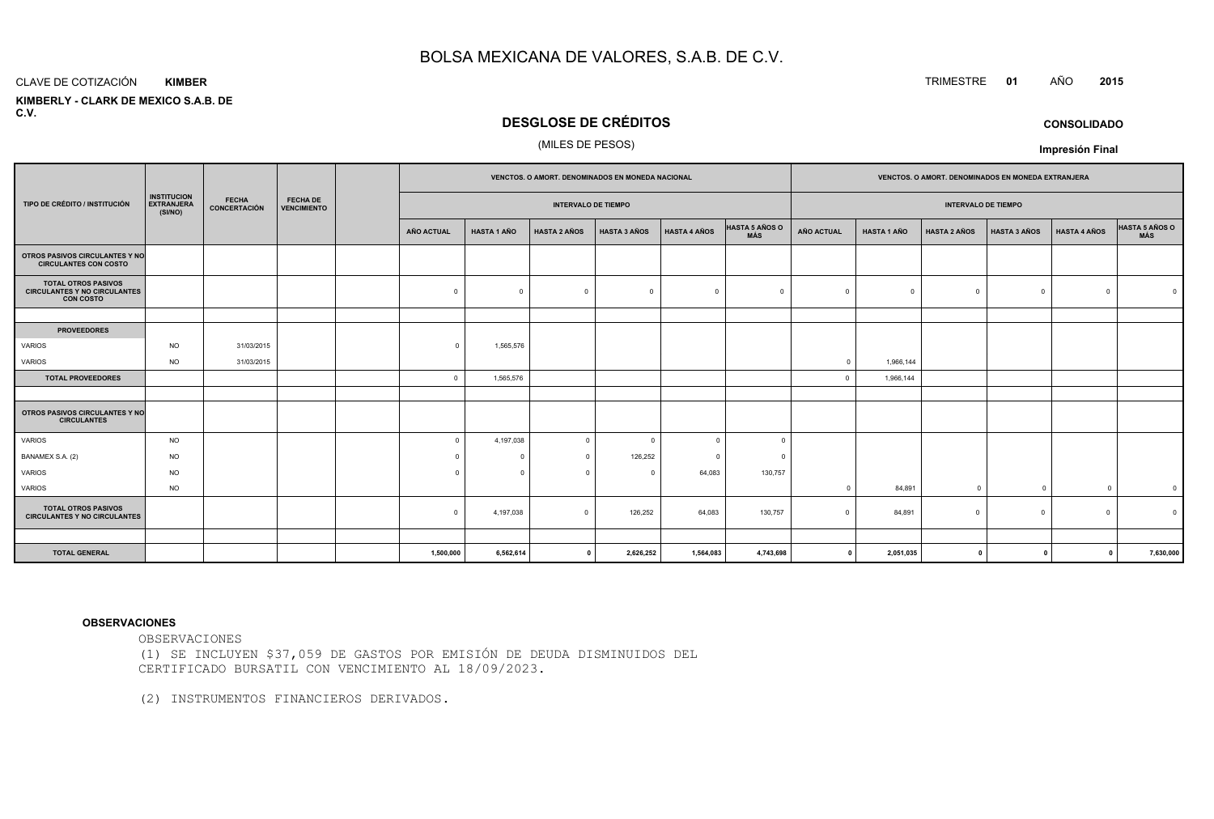# BOLSA MEXICANA DE VALORES, S.A.B. DE C.V.

CLAVE DE COTIZACIÓN **KIMBER**

TRIMESTRE **01** AÑO **2015**

**KIMBERLY - CLARK DE MEXICO S.A.B. DE C.V.**

## DESGLOSE DE CRÉDITOS

(MILES DE PESOS)

**CONSOLIDADO**

**Impresión Final**

| TIPO DE CRÉDITO / INSTITUCIÓN | INSTITUCION EXTRANJERA (SI/NO) | FECHA CONCERTACIÓN | FECHA DE VENCIMIENTO | | VENCTOS. O AMORT. DENOMINADOS EN MONEDA NACIONAL | | | | | | VENCTOS. O AMORT. DENOMINADOS EN MONEDA EXTRANJERA | | | | | |
|---|---|---|---|---|---|---|---|---|---|---|---|---|---|---|---|---|
| | | | | | INTERVALO DE TIEMPO | | | | | | INTERVALO DE TIEMPO | | | | | |
| | | | | | AÑO ACTUAL | HASTA 1 AÑO | HASTA 2 AÑOS | HASTA 3 AÑOS | HASTA 4 AÑOS | HASTA 5 AÑOS O MÁS | AÑO ACTUAL | HASTA 1 AÑO | HASTA 2 AÑOS | HASTA 3 AÑOS | HASTA 4 AÑOS | HASTA 5 AÑOS O MÁS |
| **OTROS PASIVOS CIRCULANTES Y NO CIRCULANTES CON COSTO** | | | | | | | | | | | | | | | | |
| **TOTAL OTROS PASIVOS CIRCULANTES Y NO CIRCULANTES CON COSTO** | | | | | 0 | 0 | 0 | 0 | 0 | 0 | 0 | 0 | 0 | 0 | 0 | 0 |
| | | | | | | | | | | | | | | | | |
| **PROVEEDORES** | | | | | | | | | | | | | | | | |
| VARIOS | NO | 31/03/2015 | | | 0 | 1,565,576 | | | | | | | | | | |
| VARIOS | NO | 31/03/2015 | | | | | | | | | 0 | 1,966,144 | | | | |
| **TOTAL PROVEEDORES** | | | | | 0 | 1,565,576 | | | | | 0 | 1,966,144 | | | | |
| | | | | | | | | | | | | | | | | |
| **OTROS PASIVOS CIRCULANTES Y NO CIRCULANTES** | | | | | | | | | | | | | | | | |
| VARIOS | NO | | | | 0 | 4,197,038 | 0 | 0 | 0 | 0 | | | | | | |
| BANAMEX S.A. (2) | NO | | | | 0 | 0 | 0 | 126,252 | 0 | 0 | | | | | | |
| VARIOS | NO | | | | 0 | 0 | 0 | 0 | 64,083 | 130,757 | | | | | | |
| VARIOS | NO | | | | | | | | | | 0 | 84,891 | 0 | 0 | 0 | 0 |
| **TOTAL OTROS PASIVOS CIRCULANTES Y NO CIRCULANTES** | | | | | 0 | 4,197,038 | 0 | 126,252 | 64,083 | 130,757 | 0 | 84,891 | 0 | 0 | 0 | 0 |
| | | | | | | | | | | | | | | | | |
| **TOTAL GENERAL** | | | | | **1,500,000** | **6,562,614** | **0** | **2,626,252** | **1,564,083** | **4,743,698** | **0** | **2,051,035** | **0** | **0** | **0** | **7,630,000** |

**OBSERVACIONES**

OBSERVACIONES

(1) SE INCLUYEN $37,059 DE GASTOS POR EMISIÓN DE DEUDA DISMINUIDOS DEL CERTIFICADO BURSATIL CON VENCIMIENTO AL 18/09/2023.

(2) INSTRUMENTOS FINANCIEROS DERIVADOS.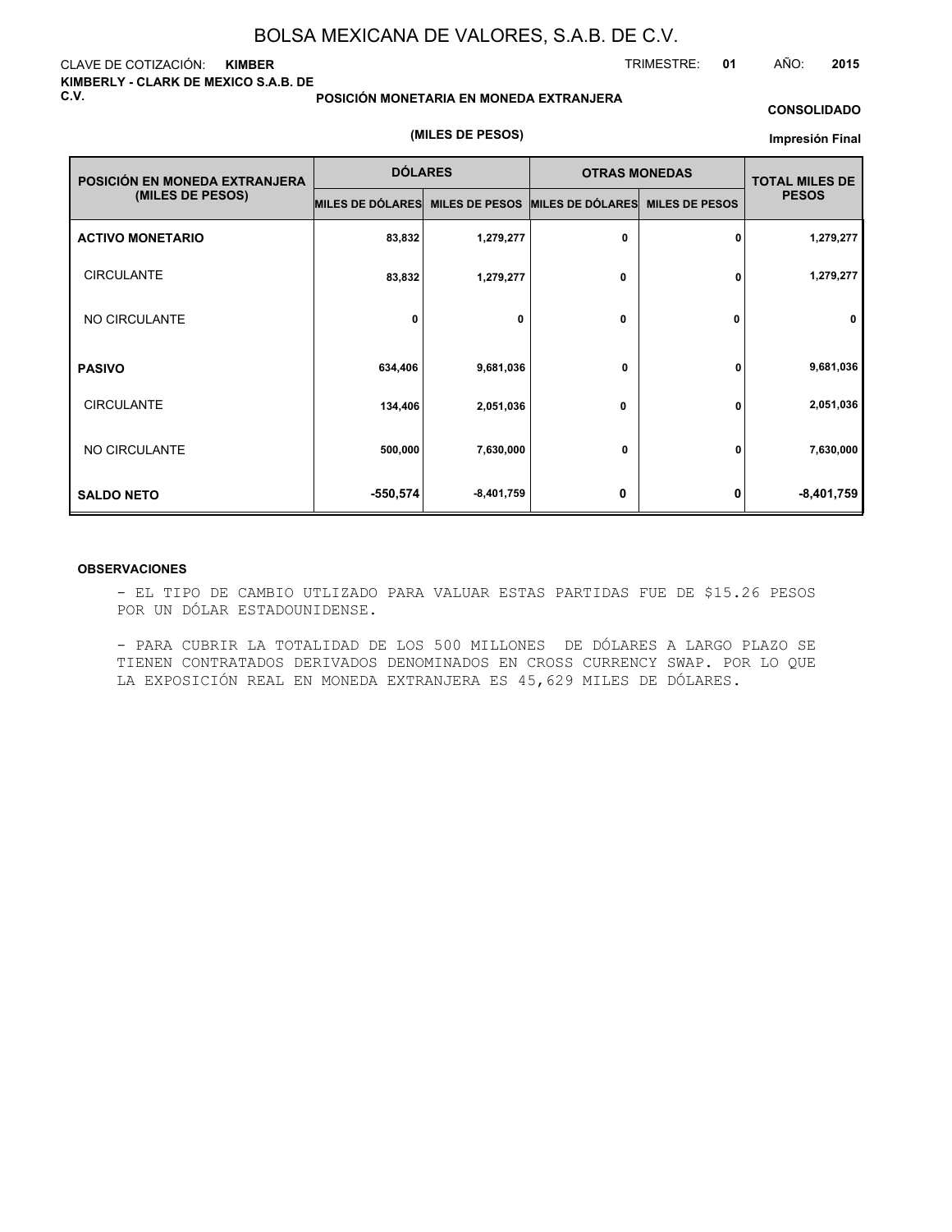# BOLSA MEXICANA DE VALORES, S.A.B. DE C.V.

CLAVE DE COTIZACIÓN: **KIMBER**

TRIMESTRE: **01** AÑO: **2015**

**KIMBERLY - CLARK DE MEXICO S.A.B. DE C.V.**

**POSICIÓN MONETARIA EN MONEDA EXTRANJERA**

**CONSOLIDADO**

**(MILES DE PESOS)**

**Impresión Final**

| POSICIÓN EN MONEDA EXTRANJERA (MILES DE PESOS) | DÓLARES | | OTRAS MONEDAS | | TOTAL MILES DE PESOS |
|---|---|---|---|---|---|
| | MILES DE DÓLARES | MILES DE PESOS | MILES DE DÓLARES | MILES DE PESOS | |
| **ACTIVO MONETARIO** | 83,832 | 1,279,277 | 0 | 0 | 1,279,277 |
| CIRCULANTE | 83,832 | 1,279,277 | 0 | 0 | 1,279,277 |
| NO CIRCULANTE | 0 | 0 | 0 | 0 | 0 |
| **PASIVO** | 634,406 | 9,681,036 | 0 | 0 | 9,681,036 |
| CIRCULANTE | 134,406 | 2,051,036 | 0 | 0 | 2,051,036 |
| NO CIRCULANTE | 500,000 | 7,630,000 | 0 | 0 | 7,630,000 |
| **SALDO NETO** | -550,574 | -8,401,759 | 0 | 0 | -8,401,759 |

**OBSERVACIONES**

- EL TIPO DE CAMBIO UTLIZADO PARA VALUAR ESTAS PARTIDAS FUE DE $15.26 PESOS POR UN DÓLAR ESTADOUNIDENSE.

- PARA CUBRIR LA TOTALIDAD DE LOS 500 MILLONES DE DÓLARES A LARGO PLAZO SE TIENEN CONTRATADOS DERIVADOS DENOMINADOS EN CROSS CURRENCY SWAP. POR LO QUE LA EXPOSICIÓN REAL EN MONEDA EXTRANJERA ES 45,629 MILES DE DÓLARES.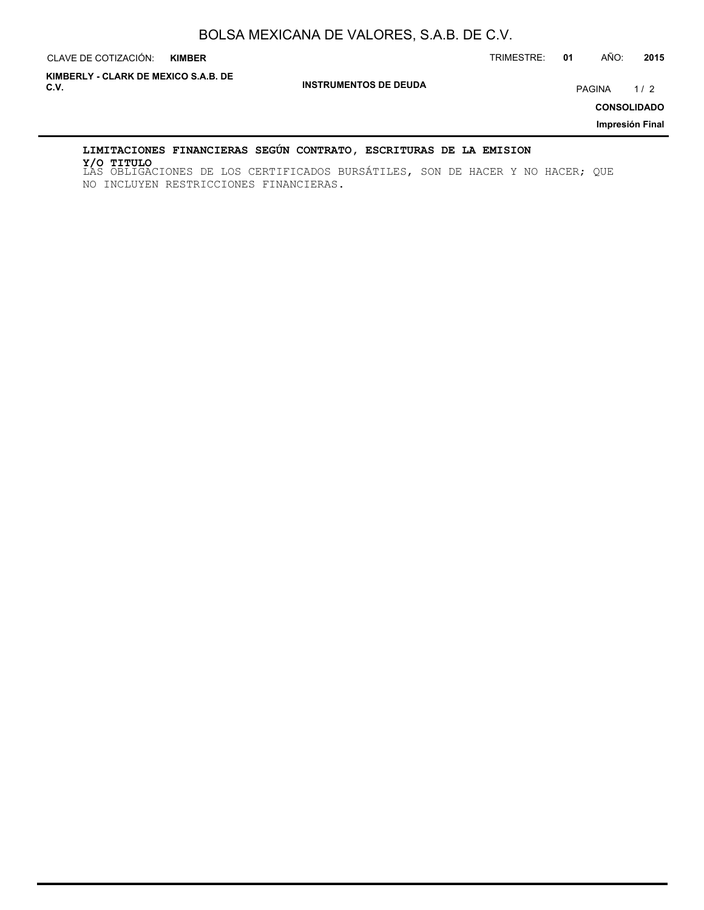**LIMITACIONES FINANCIERAS SEGÚN CONTRATO, ESCRITURAS DE LA EMISION Y/O TITULO**

LAS OBLIGACIONES DE LOS CERTIFICADOS BURSÁTILES, SON DE HACER Y NO HACER; QUE NO INCLUYEN RESTRICCIONES FINANCIERAS.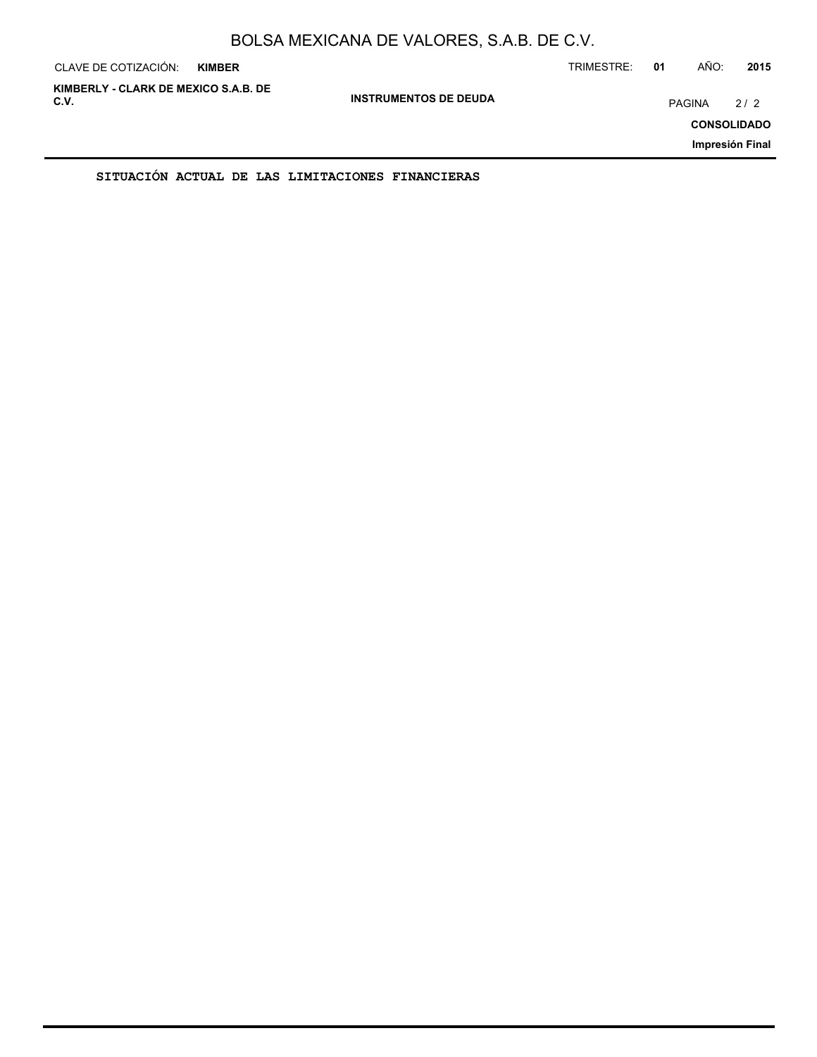**SITUACIÓN ACTUAL DE LAS LIMITACIONES FINANCIERAS**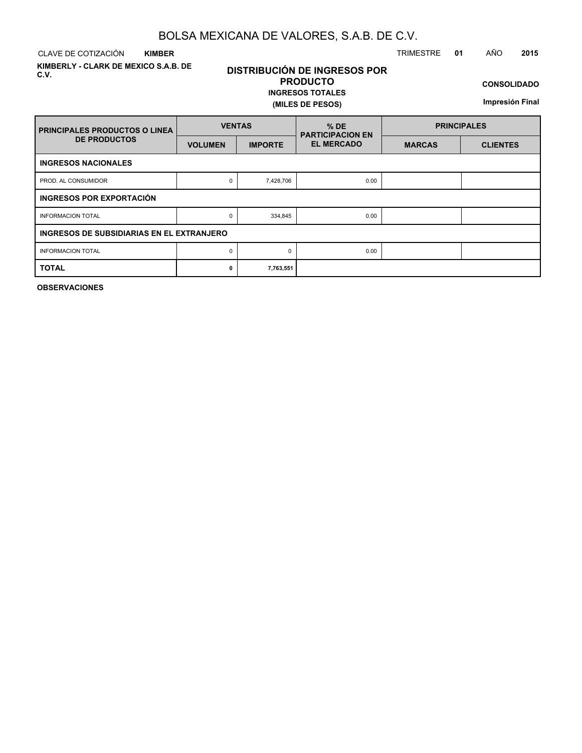# BOLSA MEXICANA DE VALORES, S.A.B. DE C.V.

CLAVE DE COTIZACIÓN **KIMBER**

TRIMESTRE **01** AÑO **2015**

**KIMBERLY - CLARK DE MEXICO S.A.B. DE C.V.**

## DISTRIBUCIÓN DE INGRESOS POR PRODUCTO

**INGRESOS TOTALES**

**(MILES DE PESOS)**

**CONSOLIDADO**

**Impresión Final**

| PRINCIPALES PRODUCTOS O LINEA DE PRODUCTOS | VENTAS | | % DE PARTICIPACION EN EL MERCADO | PRINCIPALES | |
|---|---|---|---|---|---|
| | VOLUMEN | IMPORTE | | MARCAS | CLIENTES |
| **INGRESOS NACIONALES** | | | | | |
| PROD. AL CONSUMIDOR | 0 | 7,428,706 | 0.00 | | |
| **INGRESOS POR EXPORTACIÓN** | | | | | |
| INFORMACION TOTAL | 0 | 334,845 | 0.00 | | |
| **INGRESOS DE SUBSIDIARIAS EN EL EXTRANJERO** | | | | | |
| INFORMACION TOTAL | 0 | 0 | 0.00 | | |
| **TOTAL** | **0** | **7,763,551** | | | |

**OBSERVACIONES**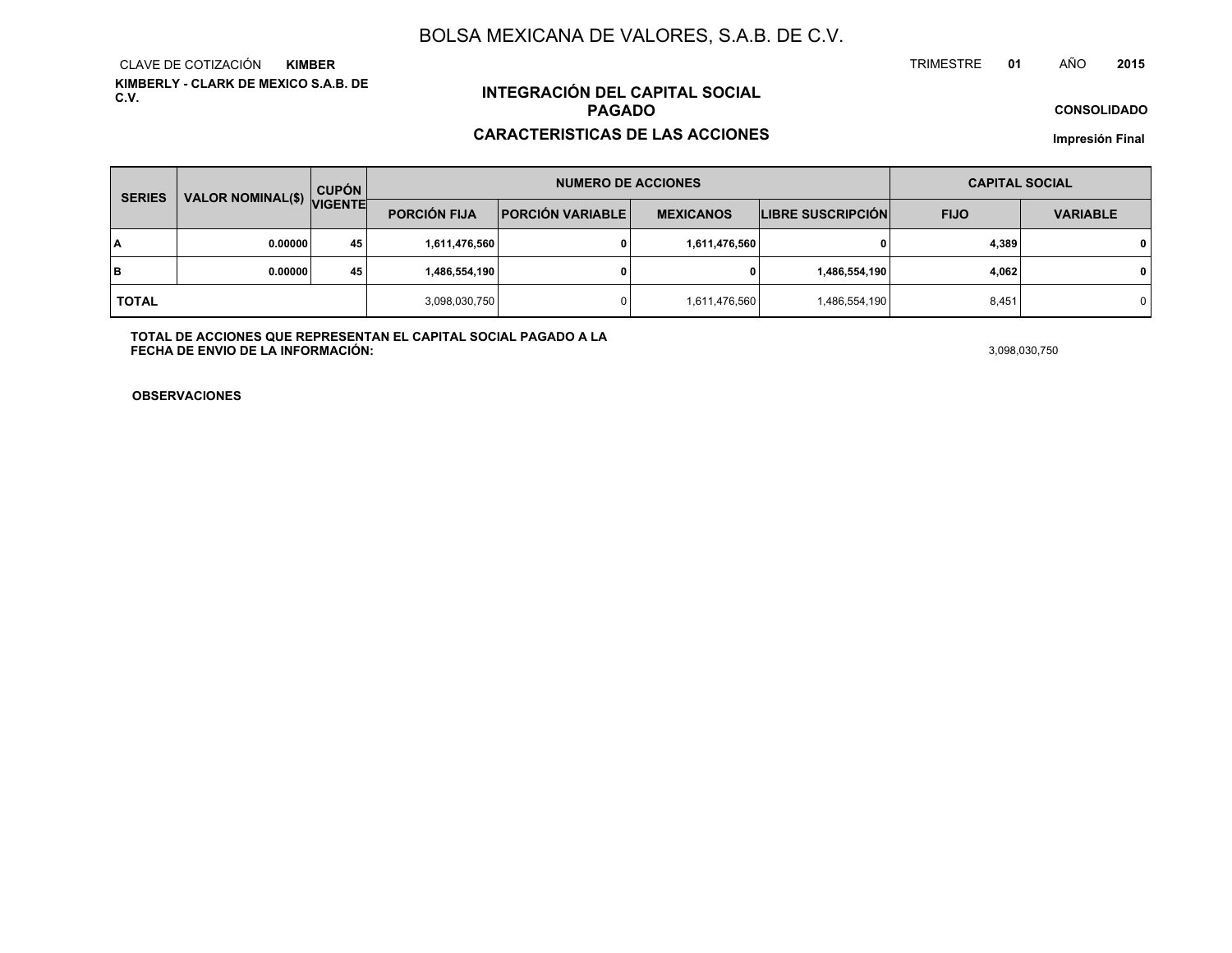# BOLSA MEXICANA DE VALORES, S.A.B. DE C.V.

CLAVE DE COTIZACIÓN **KIMBER**

TRIMESTRE **01** AÑO **2015**

**KIMBERLY - CLARK DE MEXICO S.A.B. DE C.V.**

## INTEGRACIÓN DEL CAPITAL SOCIAL PAGADO

## CARACTERISTICAS DE LAS ACCIONES

**CONSOLIDADO**

**Impresión Final**

| SERIES | VALOR NOMINAL($) | CUPÓN VIGENTE | NUMERO DE ACCIONES | | | | CAPITAL SOCIAL | |
|---|---|---|---|---|---|---|---|---|
| | | | PORCIÓN FIJA | PORCIÓN VARIABLE | MEXICANOS | LIBRE SUSCRIPCIÓN | FIJO | VARIABLE |
| A | 0.00000 | 45 | 1,611,476,560 | 0 | 1,611,476,560 | 0 | 4,389 | 0 |
| B | 0.00000 | 45 | 1,486,554,190 | 0 | 0 | 1,486,554,190 | 4,062 | 0 |
| TOTAL | | | 3,098,030,750 | 0 | 1,611,476,560 | 1,486,554,190 | 8,451 | 0 |

**TOTAL DE ACCIONES QUE REPRESENTAN EL CAPITAL SOCIAL PAGADO A LA FECHA DE ENVIO DE LA INFORMACIÓN:** 3,098,030,750

**OBSERVACIONES**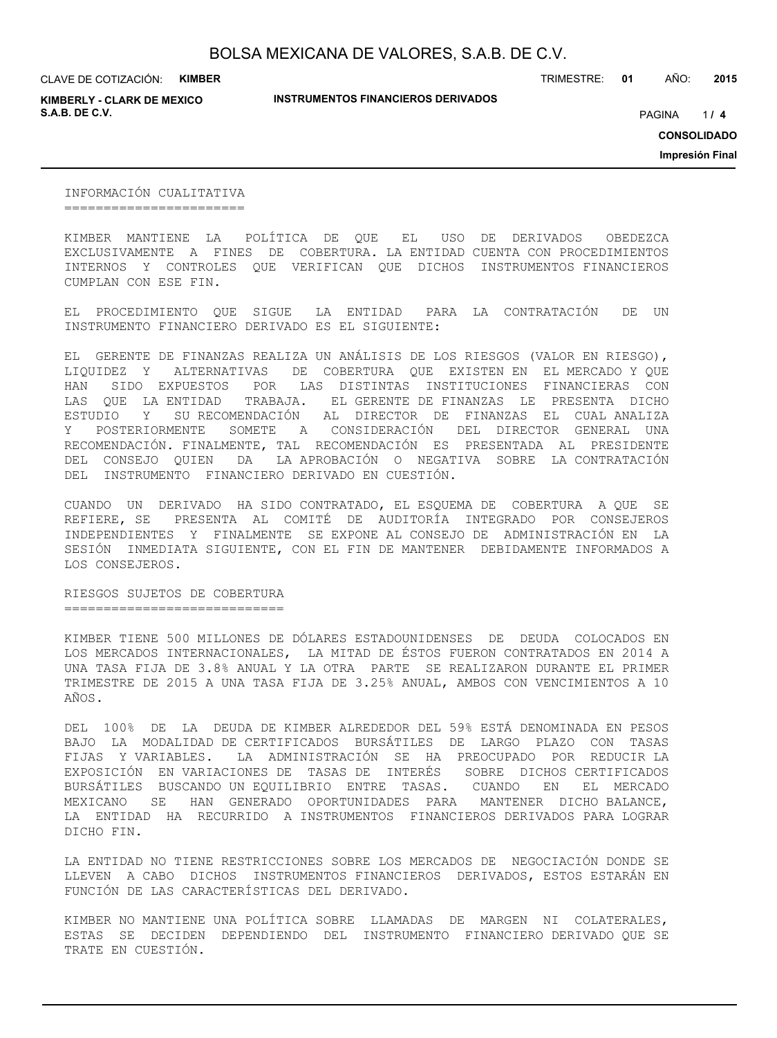## INFORMACIÓN CUALITATIVA

KIMBER MANTIENE LA POLÍTICA DE QUE EL USO DE DERIVADOS OBEDEZCA EXCLUSIVAMENTE A FINES DE COBERTURA. LA ENTIDAD CUENTA CON PROCEDIMIENTOS INTERNOS Y CONTROLES QUE VERIFICAN QUE DICHOS INSTRUMENTOS FINANCIEROS CUMPLAN CON ESE FIN.

EL PROCEDIMIENTO QUE SIGUE LA ENTIDAD PARA LA CONTRATACIÓN DE UN INSTRUMENTO FINANCIERO DERIVADO ES EL SIGUIENTE:

EL GERENTE DE FINANZAS REALIZA UN ANÁLISIS DE LOS RIESGOS (VALOR EN RIESGO), LIQUIDEZ Y ALTERNATIVAS DE COBERTURA QUE EXISTEN EN EL MERCADO Y QUE HAN SIDO EXPUESTOS POR LAS DISTINTAS INSTITUCIONES FINANCIERAS CON LAS QUE LA ENTIDAD TRABAJA. EL GERENTE DE FINANZAS LE PRESENTA DICHO ESTUDIO Y SU RECOMENDACIÓN AL DIRECTOR DE FINANZAS EL CUAL ANALIZA Y POSTERIORMENTE SOMETE A CONSIDERACIÓN DEL DIRECTOR GENERAL UNA RECOMENDACIÓN. FINALMENTE, TAL RECOMENDACIÓN ES PRESENTADA AL PRESIDENTE DEL CONSEJO QUIEN DA LA APROBACIÓN O NEGATIVA SOBRE LA CONTRATACIÓN DEL INSTRUMENTO FINANCIERO DERIVADO EN CUESTIÓN.

CUANDO UN DERIVADO HA SIDO CONTRATADO, EL ESQUEMA DE COBERTURA A QUE SE REFIERE, SE PRESENTA AL COMITÉ DE AUDITORÍA INTEGRADO POR CONSEJEROS INDEPENDIENTES Y FINALMENTE SE EXPONE AL CONSEJO DE ADMINISTRACIÓN EN LA SESIÓN INMEDIATA SIGUIENTE, CON EL FIN DE MANTENER DEBIDAMENTE INFORMADOS A LOS CONSEJEROS.

## RIESGOS SUJETOS DE COBERTURA

KIMBER TIENE 500 MILLONES DE DÓLARES ESTADOUNIDENSES DE DEUDA COLOCADOS EN LOS MERCADOS INTERNACIONALES, LA MITAD DE ÉSTOS FUERON CONTRATADOS EN 2014 A UNA TASA FIJA DE 3.8% ANUAL Y LA OTRA PARTE SE REALIZARON DURANTE EL PRIMER TRIMESTRE DE 2015 A UNA TASA FIJA DE 3.25% ANUAL, AMBOS CON VENCIMIENTOS A 10 AÑOS.

DEL 100% DE LA DEUDA DE KIMBER ALREDEDOR DEL 59% ESTÁ DENOMINADA EN PESOS BAJO LA MODALIDAD DE CERTIFICADOS BURSÁTILES DE LARGO PLAZO CON TASAS FIJAS Y VARIABLES. LA ADMINISTRACIÓN SE HA PREOCUPADO POR REDUCIR LA EXPOSICIÓN EN VARIACIONES DE TASAS DE INTERÉS SOBRE DICHOS CERTIFICADOS BURSÁTILES BUSCANDO UN EQUILIBRIO ENTRE TASAS. CUANDO EN EL MERCADO MEXICANO SE HAN GENERADO OPORTUNIDADES PARA MANTENER DICHO BALANCE, LA ENTIDAD HA RECURRIDO A INSTRUMENTOS FINANCIEROS DERIVADOS PARA LOGRAR DICHO FIN.

LA ENTIDAD NO TIENE RESTRICCIONES SOBRE LOS MERCADOS DE NEGOCIACIÓN DONDE SE LLEVEN A CABO DICHOS INSTRUMENTOS FINANCIEROS DERIVADOS, ESTOS ESTARÁN EN FUNCIÓN DE LAS CARACTERÍSTICAS DEL DERIVADO.

KIMBER NO MANTIENE UNA POLÍTICA SOBRE LLAMADAS DE MARGEN NI COLATERALES, ESTAS SE DECIDEN DEPENDIENDO DEL INSTRUMENTO FINANCIERO DERIVADO QUE SE TRATE EN CUESTIÓN.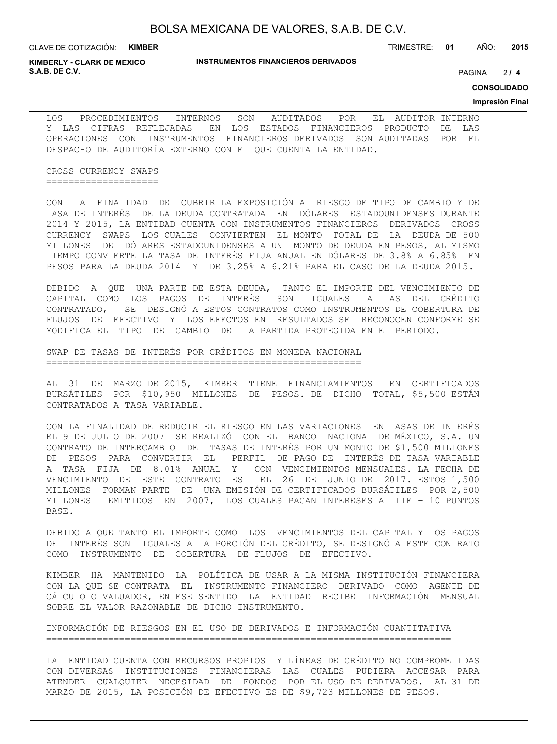LOS PROCEDIMIENTOS INTERNOS SON AUDITADOS POR EL AUDITOR INTERNO Y LAS CIFRAS REFLEJADAS EN LOS ESTADOS FINANCIEROS PRODUCTO DE LAS OPERACIONES CON INSTRUMENTOS FINANCIEROS DERIVADOS SON AUDITADAS POR EL DESPACHO DE AUDITORÍA EXTERNO CON EL QUE CUENTA LA ENTIDAD.

## CROSS CURRENCY SWAPS

CON LA FINALIDAD DE CUBRIR LA EXPOSICIÓN AL RIESGO DE TIPO DE CAMBIO Y DE TASA DE INTERÉS DE LA DEUDA CONTRATADA EN DÓLARES ESTADOUNIDENSES DURANTE 2014 Y 2015, LA ENTIDAD CUENTA CON INSTRUMENTOS FINANCIEROS DERIVADOS CROSS CURRENCY SWAPS LOS CUALES CONVIERTEN EL MONTO TOTAL DE LA DEUDA DE 500 MILLONES DE DÓLARES ESTADOUNIDENSES A UN MONTO DE DEUDA EN PESOS, AL MISMO TIEMPO CONVIERTE LA TASA DE INTERÉS FIJA ANUAL EN DÓLARES DE 3.8% A 6.85% EN PESOS PARA LA DEUDA 2014 Y DE 3.25% A 6.21% PARA EL CASO DE LA DEUDA 2015.

DEBIDO A QUE UNA PARTE DE ESTA DEUDA, TANTO EL IMPORTE DEL VENCIMIENTO DE CAPITAL COMO LOS PAGOS DE INTERÉS SON IGUALES A LAS DEL CRÉDITO CONTRATADO, SE DESIGNÓ A ESTOS CONTRATOS COMO INSTRUMENTOS DE COBERTURA DE FLUJOS DE EFECTIVO Y LOS EFECTOS EN RESULTADOS SE RECONOCEN CONFORME SE MODIFICA EL TIPO DE CAMBIO DE LA PARTIDA PROTEGIDA EN EL PERIODO.

## SWAP DE TASAS DE INTERÉS POR CRÉDITOS EN MONEDA NACIONAL

AL 31 DE MARZO DE 2015, KIMBER TIENE FINANCIAMIENTOS EN CERTIFICADOS BURSÁTILES POR $10,950 MILLONES DE PESOS. DE DICHO TOTAL, $5,500 ESTÁN CONTRATADOS A TASA VARIABLE.

CON LA FINALIDAD DE REDUCIR EL RIESGO EN LAS VARIACIONES EN TASAS DE INTERÉS EL 9 DE JULIO DE 2007 SE REALIZÓ CON EL BANCO NACIONAL DE MÉXICO, S.A. UN CONTRATO DE INTERCAMBIO DE TASAS DE INTERÉS POR UN MONTO DE $1,500 MILLONES DE PESOS PARA CONVERTIR EL PERFIL DE PAGO DE INTERÉS DE TASA VARIABLE A TASA FIJA DE 8.01% ANUAL Y CON VENCIMIENTOS MENSUALES. LA FECHA DE VENCIMIENTO DE ESTE CONTRATO ES EL 26 DE JUNIO DE 2017. ESTOS 1,500 MILLONES FORMAN PARTE DE UNA EMISIÓN DE CERTIFICADOS BURSÁTILES POR 2,500 MILLONES EMITIDOS EN 2007, LOS CUALES PAGAN INTERESES A TIIE - 10 PUNTOS BASE.

DEBIDO A QUE TANTO EL IMPORTE COMO LOS VENCIMIENTOS DEL CAPITAL Y LOS PAGOS DE INTERÉS SON IGUALES A LA PORCIÓN DEL CRÉDITO, SE DESIGNÓ A ESTE CONTRATO COMO INSTRUMENTO DE COBERTURA DE FLUJOS DE EFECTIVO.

KIMBER HA MANTENIDO LA POLÍTICA DE USAR A LA MISMA INSTITUCIÓN FINANCIERA CON LA QUE SE CONTRATA EL INSTRUMENTO FINANCIERO DERIVADO COMO AGENTE DE CÁLCULO O VALUADOR, EN ESE SENTIDO LA ENTIDAD RECIBE INFORMACIÓN MENSUAL SOBRE EL VALOR RAZONABLE DE DICHO INSTRUMENTO.

## INFORMACIÓN DE RIESGOS EN EL USO DE DERIVADOS E INFORMACIÓN CUANTITATIVA

LA ENTIDAD CUENTA CON RECURSOS PROPIOS Y LÍNEAS DE CRÉDITO NO COMPROMETIDAS CON DIVERSAS INSTITUCIONES FINANCIERAS LAS CUALES PUDIERA ACCESAR PARA ATENDER CUALQUIER NECESIDAD DE FONDOS POR EL USO DE DERIVADOS. AL 31 DE MARZO DE 2015, LA POSICIÓN DE EFECTIVO ES DE $9,723 MILLONES DE PESOS.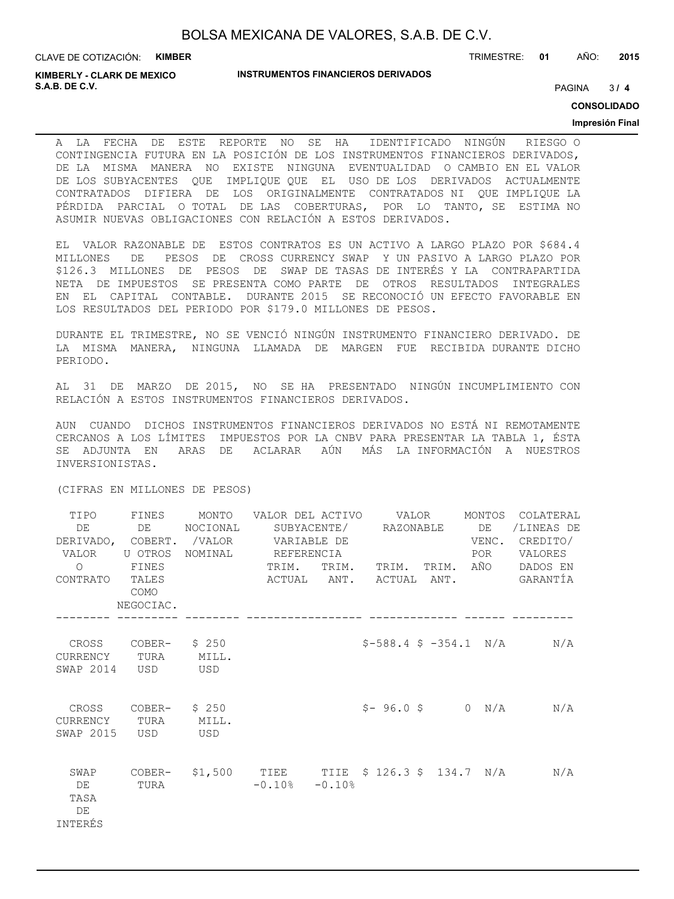A LA FECHA DE ESTE REPORTE NO SE HA IDENTIFICADO NINGÚN RIESGO O CONTINGENCIA FUTURA EN LA POSICIÓN DE LOS INSTRUMENTOS FINANCIEROS DERIVADOS, DE LA MISMA MANERA NO EXISTE NINGUNA EVENTUALIDAD O CAMBIO EN EL VALOR DE LOS SUBYACENTES QUE IMPLIQUE QUE EL USO DE LOS DERIVADOS ACTUALMENTE CONTRATADOS DIFIERA DE LOS ORIGINALMENTE CONTRATADOS NI QUE IMPLIQUE LA PÉRDIDA PARCIAL O TOTAL DE LAS COBERTURAS, POR LO TANTO, SE ESTIMA NO ASUMIR NUEVAS OBLIGACIONES CON RELACIÓN A ESTOS DERIVADOS.

EL VALOR RAZONABLE DE ESTOS CONTRATOS ES UN ACTIVO A LARGO PLAZO POR $684.4 MILLONES DE PESOS DE CROSS CURRENCY SWAP Y UN PASIVO A LARGO PLAZO POR $126.3 MILLONES DE PESOS DE SWAP DE TASAS DE INTERÉS Y LA CONTRAPARTIDA NETA DE IMPUESTOS SE PRESENTA COMO PARTE DE OTROS RESULTADOS INTEGRALES EN EL CAPITAL CONTABLE. DURANTE 2015 SE RECONOCIÓ UN EFECTO FAVORABLE EN LOS RESULTADOS DEL PERIODO POR $179.0 MILLONES DE PESOS.

DURANTE EL TRIMESTRE, NO SE VENCIÓ NINGÚN INSTRUMENTO FINANCIERO DERIVADO. DE LA MISMA MANERA, NINGUNA LLAMADA DE MARGEN FUE RECIBIDA DURANTE DICHO PERIODO.

AL 31 DE MARZO DE 2015, NO SE HA PRESENTADO NINGÚN INCUMPLIMIENTO CON RELACIÓN A ESTOS INSTRUMENTOS FINANCIEROS DERIVADOS.

AUN CUANDO DICHOS INSTRUMENTOS FINANCIEROS DERIVADOS NO ESTÁ NI REMOTAMENTE CERCANOS A LOS LÍMITES IMPUESTOS POR LA CNBV PARA PRESENTAR LA TABLA 1, ÉSTA SE ADJUNTA EN ARAS DE ACLARAR AÚN MÁS LA INFORMACIÓN A NUESTROS INVERSIONISTAS.

(CIFRAS EN MILLONES DE PESOS)

| TIPO DE DERIVADO, VALOR O CONTRATO | FINES DE COBERT. U OTROS FINES TALES COMO NEGOCIAC. | MONTO NOCIONAL /VALOR NOMINAL | VALOR DEL ACTIVO SUBYACENTE/ VARIABLE DE REFERENCIA | | VALOR RAZONABLE | | MONTOS DE VENC. POR AÑO | COLATERAL /LINEAS DE CREDITO/ VALORES DADOS EN GARANTÍA |
|---|---|---|---|---|---|---|---|---|
| | | | TRIM. ACTUAL | TRIM. ANT. | TRIM. ACTUAL | TRIM. ANT. | | |
| CROSS CURRENCY SWAP 2014 | COBER- TURA USD | $ 250 MILL. USD | | | $-588.4 | $ -354.1 | N/A | N/A |
| CROSS CURRENCY SWAP 2015 | COBER- TURA USD | $ 250 MILL. USD | | | $- 96.0 | $ 0 | N/A | N/A |
| SWAP DE TASA DE INTERÉS | COBER- TURA | $1,500 | TIEE -0.10% | TIIE -0.10% | $ 126.3 | $ 134.7 | N/A | N/A |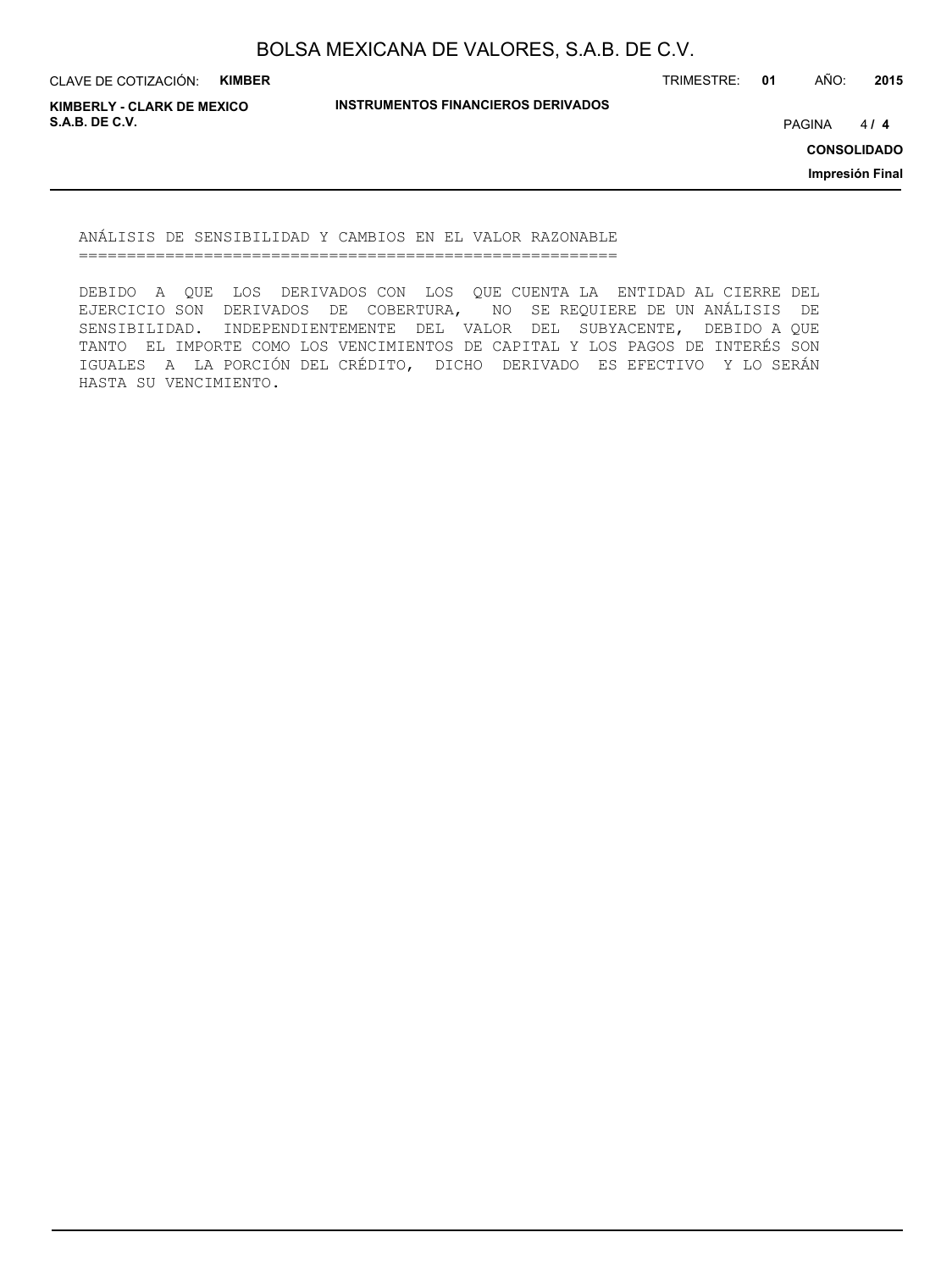## ANÁLISIS DE SENSIBILIDAD Y CAMBIOS EN EL VALOR RAZONABLE

DEBIDO A QUE LOS DERIVADOS CON LOS QUE CUENTA LA ENTIDAD AL CIERRE DEL EJERCICIO SON DERIVADOS DE COBERTURA, NO SE REQUIERE DE UN ANÁLISIS DE SENSIBILIDAD. INDEPENDIENTEMENTE DEL VALOR DEL SUBYACENTE, DEBIDO A QUE TANTO EL IMPORTE COMO LOS VENCIMIENTOS DE CAPITAL Y LOS PAGOS DE INTERÉS SON IGUALES A LA PORCIÓN DEL CRÉDITO, DICHO DERIVADO ES EFECTIVO Y LO SERÁN HASTA SU VENCIMIENTO.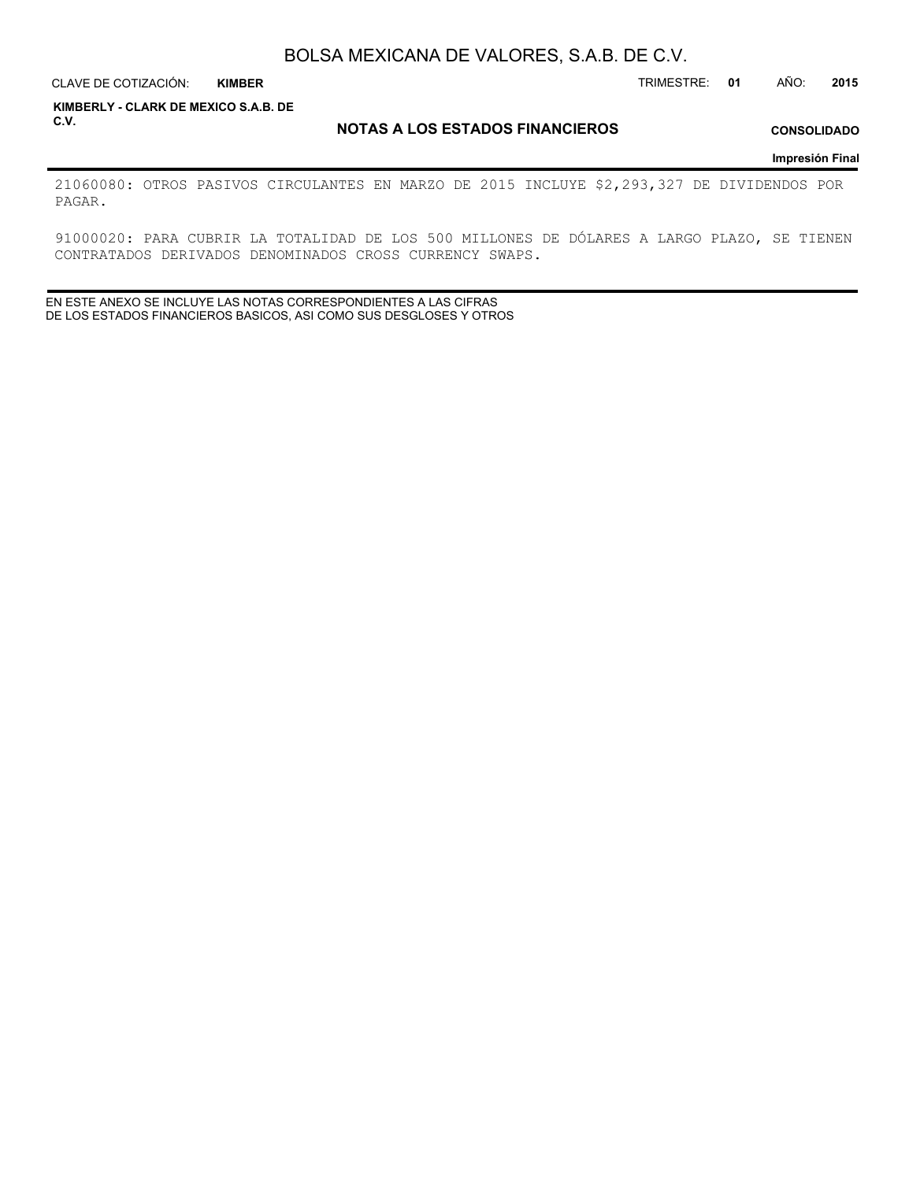## NOTAS A LOS ESTADOS FINANCIEROS

21060080: OTROS PASIVOS CIRCULANTES EN MARZO DE 2015 INCLUYE $2,293,327 DE DIVIDENDOS POR PAGAR.

91000020: PARA CUBRIR LA TOTALIDAD DE LOS 500 MILLONES DE DÓLARES A LARGO PLAZO, SE TIENEN CONTRATADOS DERIVADOS DENOMINADOS CROSS CURRENCY SWAPS.

EN ESTE ANEXO SE INCLUYE LAS NOTAS CORRESPONDIENTES A LAS CIFRAS DE LOS ESTADOS FINANCIEROS BASICOS, ASI COMO SUS DESGLOSES Y OTROS